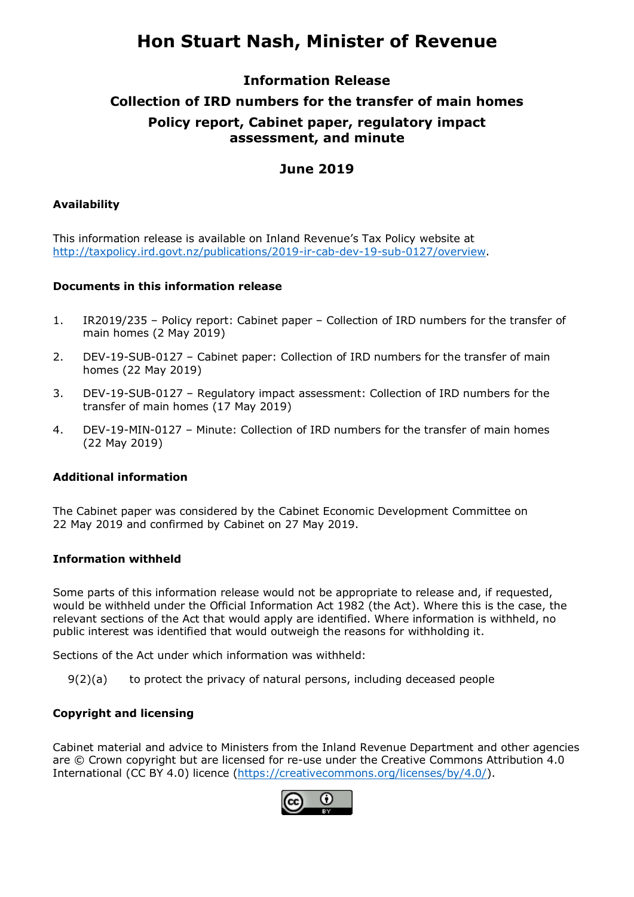# Hon Stuart Nash, Minister of Revenue

## Information Release

## Collection of IRD numbers for the transfer of main homes

## Policy report, Cabinet paper, regulatory impact assessment, and minute

## June 2019

### Availability

This information release is available on Inland Revenue's Tax Policy website at http://taxpolicy.ird.govt.nz/publications/2019-ir-cab-dev-19-sub-0127/overview.

### Documents in this information release

1. IR2019/235 – Policy report: Cabinet paper – Collection of IRD numbers for the transfer of main homes (2 May 2019)
2. DEV-19-SUB-0127 – Cabinet paper: Collection of IRD numbers for the transfer of main homes (22 May 2019)
3. DEV-19-SUB-0127 – Regulatory impact assessment: Collection of IRD numbers for the transfer of main homes (17 May 2019)
4. DEV-19-MIN-0127 – Minute: Collection of IRD numbers for the transfer of main homes (22 May 2019)

### Additional information

The Cabinet paper was considered by the Cabinet Economic Development Committee on 22 May 2019 and confirmed by Cabinet on 27 May 2019.

### Information withheld

Some parts of this information release would not be appropriate to release and, if requested, would be withheld under the Official Information Act 1982 (the Act). Where this is the case, the relevant sections of the Act that would apply are identified. Where information is withheld, no public interest was identified that would outweigh the reasons for withholding it.

Sections of the Act under which information was withheld:

9(2)(a) to protect the privacy of natural persons, including deceased people

### Copyright and licensing

Cabinet material and advice to Ministers from the Inland Revenue Department and other agencies are © Crown copyright but are licensed for re-use under the Creative Commons Attribution 4.0 International (CC BY 4.0) licence (https://creativecommons.org/licenses/by/4.0/).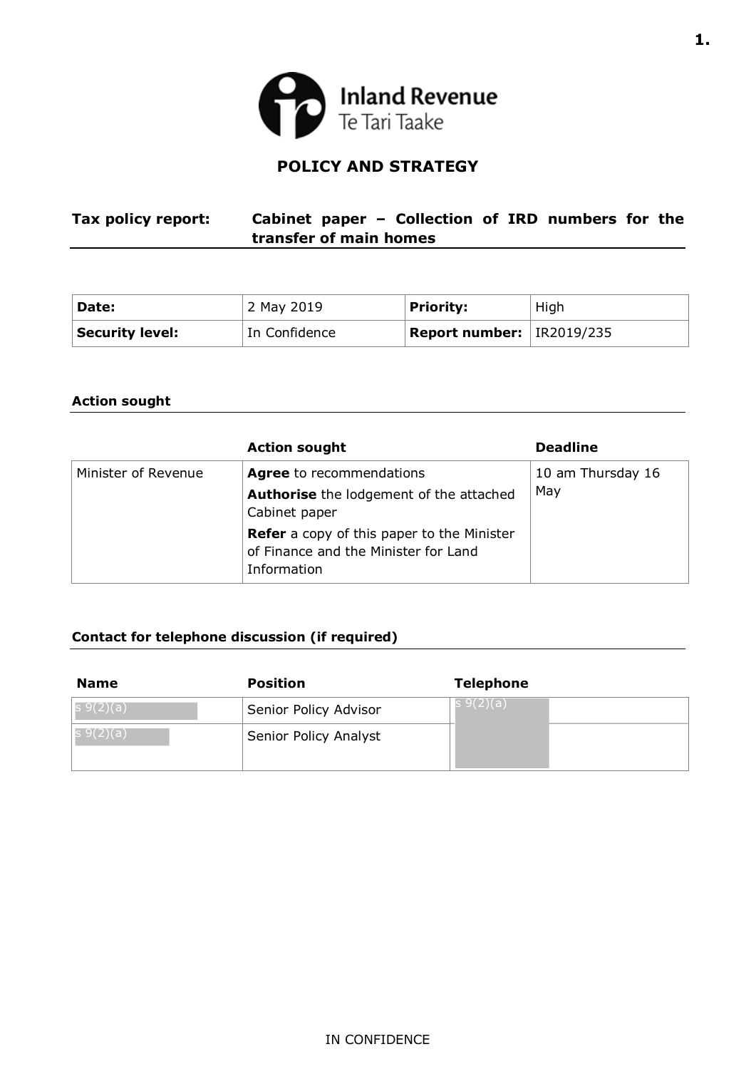Inland Revenue
Te Tari Taake

## POLICY AND STRATEGY

| **Tax policy report:** | **Cabinet paper – Collection of IRD numbers for the transfer of main homes** |
|---|---|

| **Date:** | 2 May 2019 | **Priority:** | High |
|---|---|---|---|
| **Security level:** | In Confidence | **Report number:** | IR2019/235 |

### Action sought

| | **Action sought** | **Deadline** |
|---|---|---|
| Minister of Revenue | **Agree** to recommendations<br>**Authorise** the lodgement of the attached Cabinet paper<br>**Refer** a copy of this paper to the Minister of Finance and the Minister for Land Information | 10 am Thursday 16 May |

### Contact for telephone discussion (if required)

| **Name** | **Position** | **Telephone** |
|---|---|---|
| s 9(2)(a) | Senior Policy Advisor | s 9(2)(a) |
| s 9(2)(a) | Senior Policy Analyst | |

IN CONFIDENCE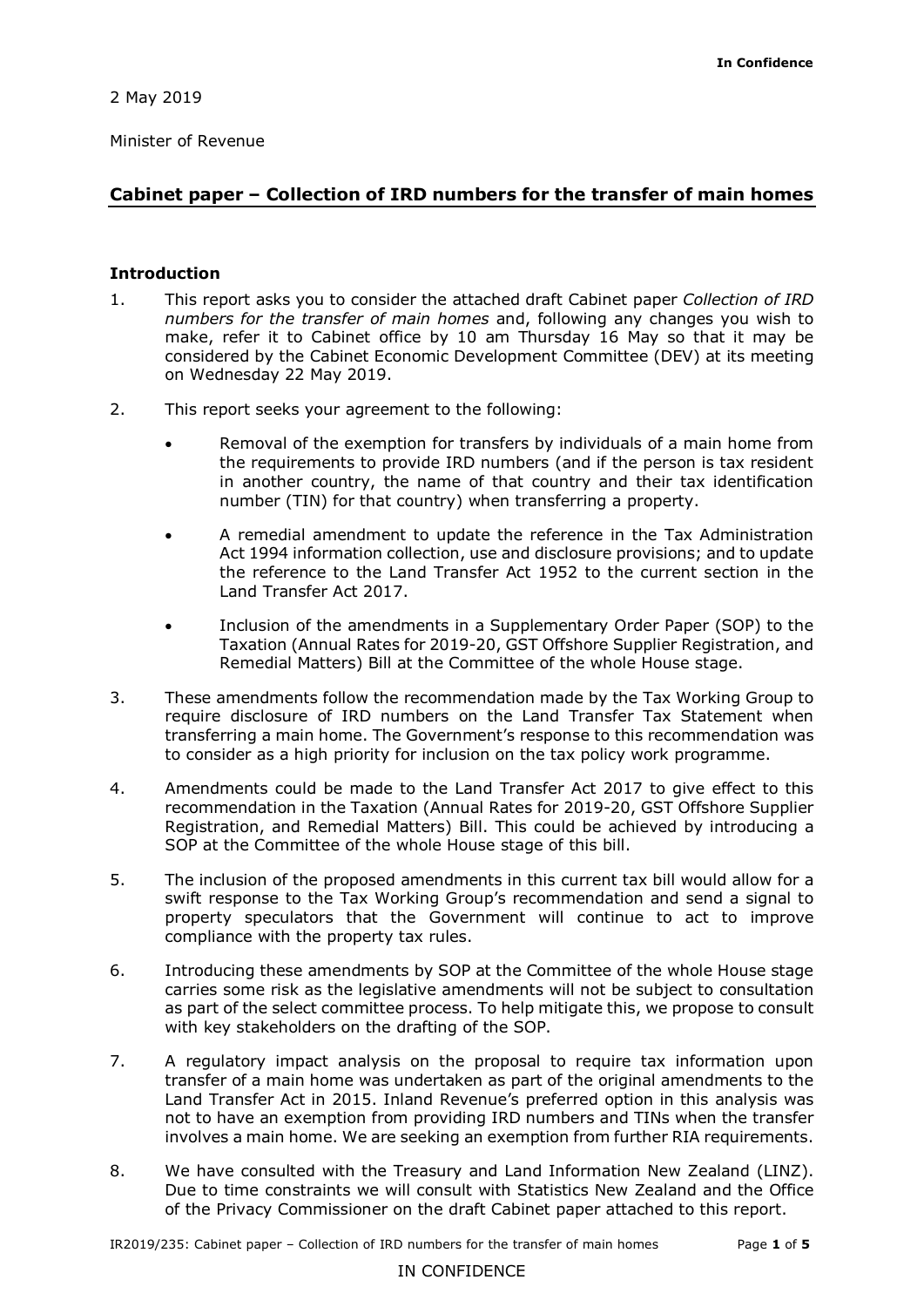2 May 2019

Minister of Revenue

## Cabinet paper – Collection of IRD numbers for the transfer of main homes

### Introduction

1. This report asks you to consider the attached draft Cabinet paper *Collection of IRD numbers for the transfer of main homes* and, following any changes you wish to make, refer it to Cabinet office by 10 am Thursday 16 May so that it may be considered by the Cabinet Economic Development Committee (DEV) at its meeting on Wednesday 22 May 2019.

2. This report seeks your agreement to the following:

   - Removal of the exemption for transfers by individuals of a main home from the requirements to provide IRD numbers (and if the person is tax resident in another country, the name of that country and their tax identification number (TIN) for that country) when transferring a property.

   - A remedial amendment to update the reference in the Tax Administration Act 1994 information collection, use and disclosure provisions; and to update the reference to the Land Transfer Act 1952 to the current section in the Land Transfer Act 2017.

   - Inclusion of the amendments in a Supplementary Order Paper (SOP) to the Taxation (Annual Rates for 2019-20, GST Offshore Supplier Registration, and Remedial Matters) Bill at the Committee of the whole House stage.

3. These amendments follow the recommendation made by the Tax Working Group to require disclosure of IRD numbers on the Land Transfer Tax Statement when transferring a main home. The Government's response to this recommendation was to consider as a high priority for inclusion on the tax policy work programme.

4. Amendments could be made to the Land Transfer Act 2017 to give effect to this recommendation in the Taxation (Annual Rates for 2019-20, GST Offshore Supplier Registration, and Remedial Matters) Bill. This could be achieved by introducing a SOP at the Committee of the whole House stage of this bill.

5. The inclusion of the proposed amendments in this current tax bill would allow for a swift response to the Tax Working Group's recommendation and send a signal to property speculators that the Government will continue to act to improve compliance with the property tax rules.

6. Introducing these amendments by SOP at the Committee of the whole House stage carries some risk as the legislative amendments will not be subject to consultation as part of the select committee process. To help mitigate this, we propose to consult with key stakeholders on the drafting of the SOP.

7. A regulatory impact analysis on the proposal to require tax information upon transfer of a main home was undertaken as part of the original amendments to the Land Transfer Act in 2015. Inland Revenue's preferred option in this analysis was not to have an exemption from providing IRD numbers and TINs when the transfer involves a main home. We are seeking an exemption from further RIA requirements.

8. We have consulted with the Treasury and Land Information New Zealand (LINZ). Due to time constraints we will consult with Statistics New Zealand and the Office of the Privacy Commissioner on the draft Cabinet paper attached to this report.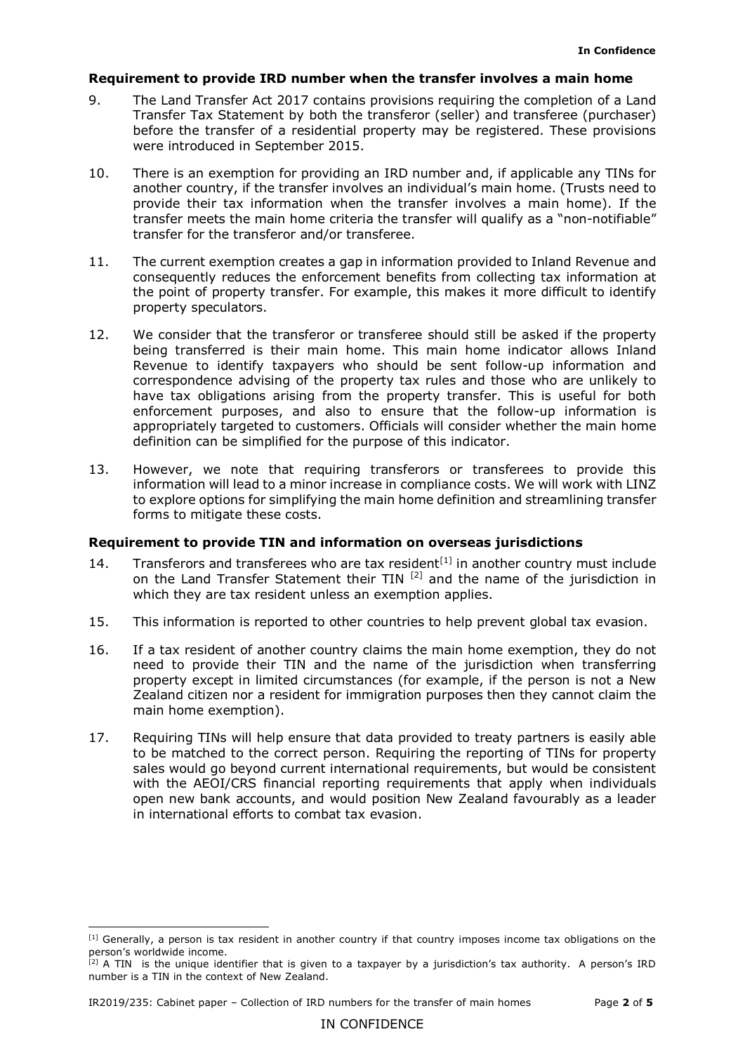### Requirement to provide IRD number when the transfer involves a main home

9. The Land Transfer Act 2017 contains provisions requiring the completion of a Land Transfer Tax Statement by both the transferor (seller) and transferee (purchaser) before the transfer of a residential property may be registered. These provisions were introduced in September 2015.

10. There is an exemption for providing an IRD number and, if applicable any TINs for another country, if the transfer involves an individual's main home. (Trusts need to provide their tax information when the transfer involves a main home). If the transfer meets the main home criteria the transfer will qualify as a "non-notifiable" transfer for the transferor and/or transferee.

11. The current exemption creates a gap in information provided to Inland Revenue and consequently reduces the enforcement benefits from collecting tax information at the point of property transfer. For example, this makes it more difficult to identify property speculators.

12. We consider that the transferor or transferee should still be asked if the property being transferred is their main home. This main home indicator allows Inland Revenue to identify taxpayers who should be sent follow-up information and correspondence advising of the property tax rules and those who are unlikely to have tax obligations arising from the property transfer. This is useful for both enforcement purposes, and also to ensure that the follow-up information is appropriately targeted to customers. Officials will consider whether the main home definition can be simplified for the purpose of this indicator.

13. However, we note that requiring transferors or transferees to provide this information will lead to a minor increase in compliance costs. We will work with LINZ to explore options for simplifying the main home definition and streamlining transfer forms to mitigate these costs.

### Requirement to provide TIN and information on overseas jurisdictions

14. Transferors and transferees who are tax resident[1] in another country must include on the Land Transfer Statement their TIN [2] and the name of the jurisdiction in which they are tax resident unless an exemption applies.

15. This information is reported to other countries to help prevent global tax evasion.

16. If a tax resident of another country claims the main home exemption, they do not need to provide their TIN and the name of the jurisdiction when transferring property except in limited circumstances (for example, if the person is not a New Zealand citizen nor a resident for immigration purposes then they cannot claim the main home exemption).

17. Requiring TINs will help ensure that data provided to treaty partners is easily able to be matched to the correct person. Requiring the reporting of TINs for property sales would go beyond current international requirements, but would be consistent with the AEOI/CRS financial reporting requirements that apply when individuals open new bank accounts, and would position New Zealand favourably as a leader in international efforts to combat tax evasion.

---

[1] Generally, a person is tax resident in another country if that country imposes income tax obligations on the person's worldwide income.

[2] A TIN is the unique identifier that is given to a taxpayer by a jurisdiction's tax authority. A person's IRD number is a TIN in the context of New Zealand.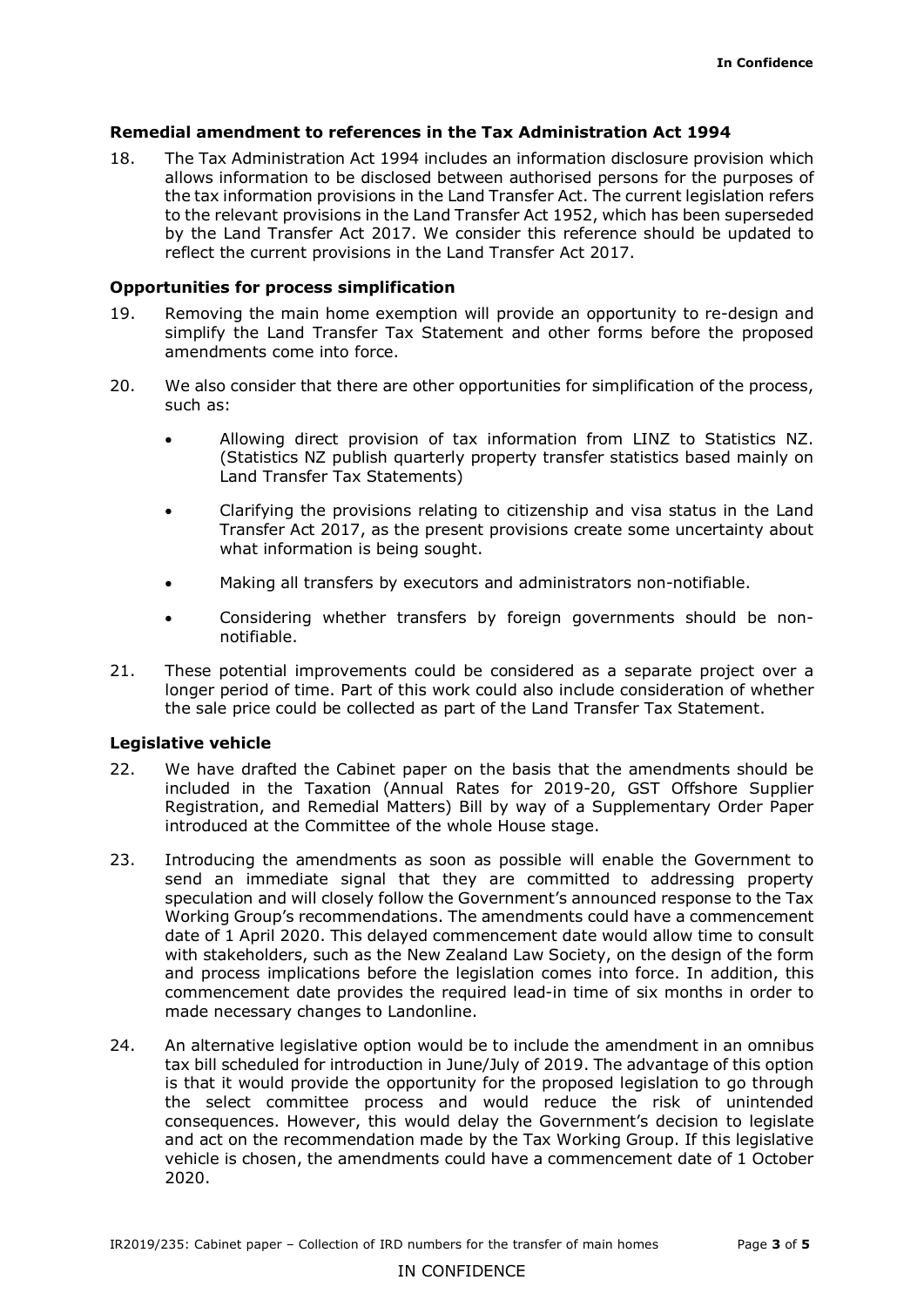### Remedial amendment to references in the Tax Administration Act 1994

18. The Tax Administration Act 1994 includes an information disclosure provision which allows information to be disclosed between authorised persons for the purposes of the tax information provisions in the Land Transfer Act. The current legislation refers to the relevant provisions in the Land Transfer Act 1952, which has been superseded by the Land Transfer Act 2017. We consider this reference should be updated to reflect the current provisions in the Land Transfer Act 2017.

### Opportunities for process simplification

19. Removing the main home exemption will provide an opportunity to re-design and simplify the Land Transfer Tax Statement and other forms before the proposed amendments come into force.

20. We also consider that there are other opportunities for simplification of the process, such as:

    - Allowing direct provision of tax information from LINZ to Statistics NZ. (Statistics NZ publish quarterly property transfer statistics based mainly on Land Transfer Tax Statements)
    - Clarifying the provisions relating to citizenship and visa status in the Land Transfer Act 2017, as the present provisions create some uncertainty about what information is being sought.
    - Making all transfers by executors and administrators non-notifiable.
    - Considering whether transfers by foreign governments should be non-notifiable.

21. These potential improvements could be considered as a separate project over a longer period of time. Part of this work could also include consideration of whether the sale price could be collected as part of the Land Transfer Tax Statement.

### Legislative vehicle

22. We have drafted the Cabinet paper on the basis that the amendments should be included in the Taxation (Annual Rates for 2019-20, GST Offshore Supplier Registration, and Remedial Matters) Bill by way of a Supplementary Order Paper introduced at the Committee of the whole House stage.

23. Introducing the amendments as soon as possible will enable the Government to send an immediate signal that they are committed to addressing property speculation and will closely follow the Government's announced response to the Tax Working Group's recommendations. The amendments could have a commencement date of 1 April 2020. This delayed commencement date would allow time to consult with stakeholders, such as the New Zealand Law Society, on the design of the form and process implications before the legislation comes into force. In addition, this commencement date provides the required lead-in time of six months in order to made necessary changes to Landonline.

24. An alternative legislative option would be to include the amendment in an omnibus tax bill scheduled for introduction in June/July of 2019. The advantage of this option is that it would provide the opportunity for the proposed legislation to go through the select committee process and would reduce the risk of unintended consequences. However, this would delay the Government's decision to legislate and act on the recommendation made by the Tax Working Group. If this legislative vehicle is chosen, the amendments could have a commencement date of 1 October 2020.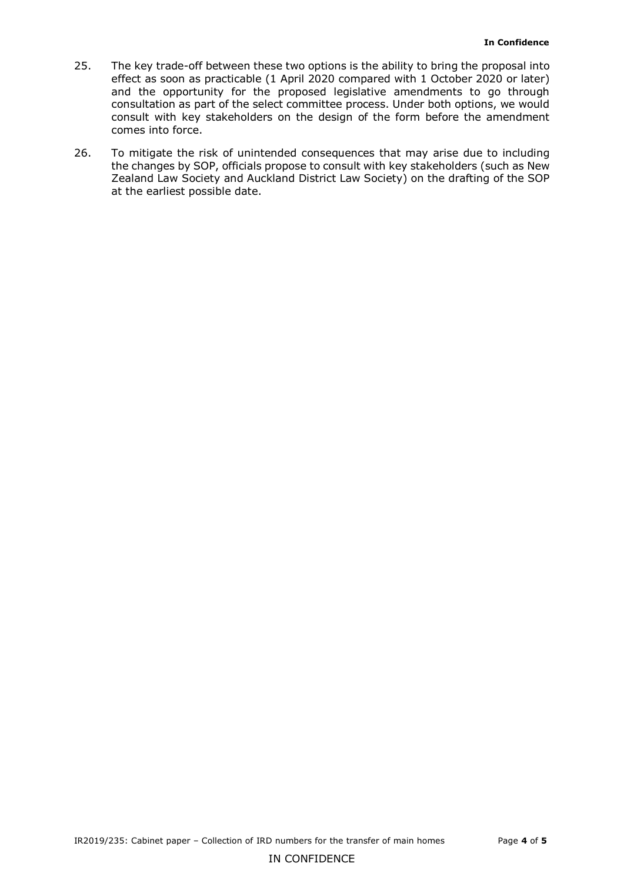25. The key trade-off between these two options is the ability to bring the proposal into effect as soon as practicable (1 April 2020 compared with 1 October 2020 or later) and the opportunity for the proposed legislative amendments to go through consultation as part of the select committee process. Under both options, we would consult with key stakeholders on the design of the form before the amendment comes into force.

26. To mitigate the risk of unintended consequences that may arise due to including the changes by SOP, officials propose to consult with key stakeholders (such as New Zealand Law Society and Auckland District Law Society) on the drafting of the SOP at the earliest possible date.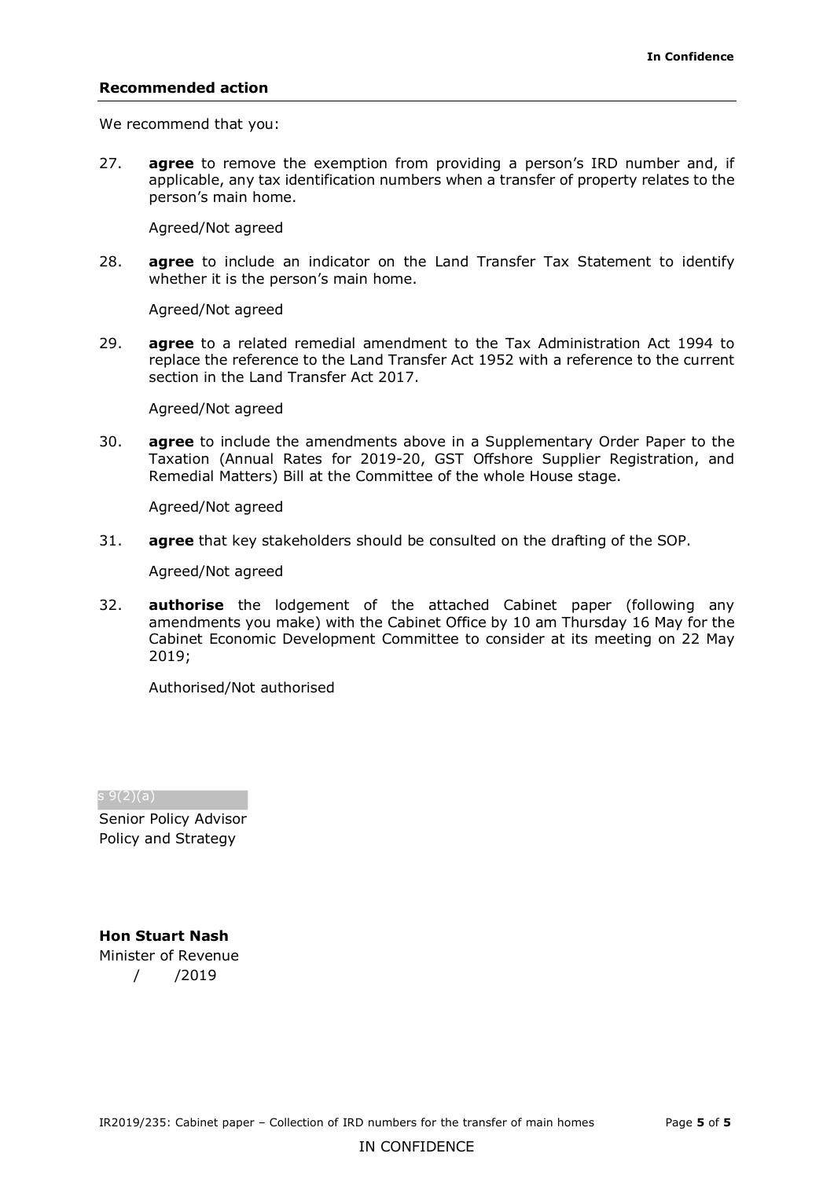**In Confidence**

## Recommended action

We recommend that you:

27. **agree** to remove the exemption from providing a person's IRD number and, if applicable, any tax identification numbers when a transfer of property relates to the person's main home.

    Agreed/Not agreed

28. **agree** to include an indicator on the Land Transfer Tax Statement to identify whether it is the person's main home.

    Agreed/Not agreed

29. **agree** to a related remedial amendment to the Tax Administration Act 1994 to replace the reference to the Land Transfer Act 1952 with a reference to the current section in the Land Transfer Act 2017.

    Agreed/Not agreed

30. **agree** to include the amendments above in a Supplementary Order Paper to the Taxation (Annual Rates for 2019-20, GST Offshore Supplier Registration, and Remedial Matters) Bill at the Committee of the whole House stage.

    Agreed/Not agreed

31. **agree** that key stakeholders should be consulted on the drafting of the SOP.

    Agreed/Not agreed

32. **authorise** the lodgement of the attached Cabinet paper (following any amendments you make) with the Cabinet Office by 10 am Thursday 16 May for the Cabinet Economic Development Committee to consider at its meeting on 22 May 2019;

    Authorised/Not authorised

s 9(2)(a)

Senior Policy Advisor
Policy and Strategy

**Hon Stuart Nash**
Minister of Revenue
/ /2019

IR2019/235: Cabinet paper – Collection of IRD numbers for the transfer of main homes

IN CONFIDENCE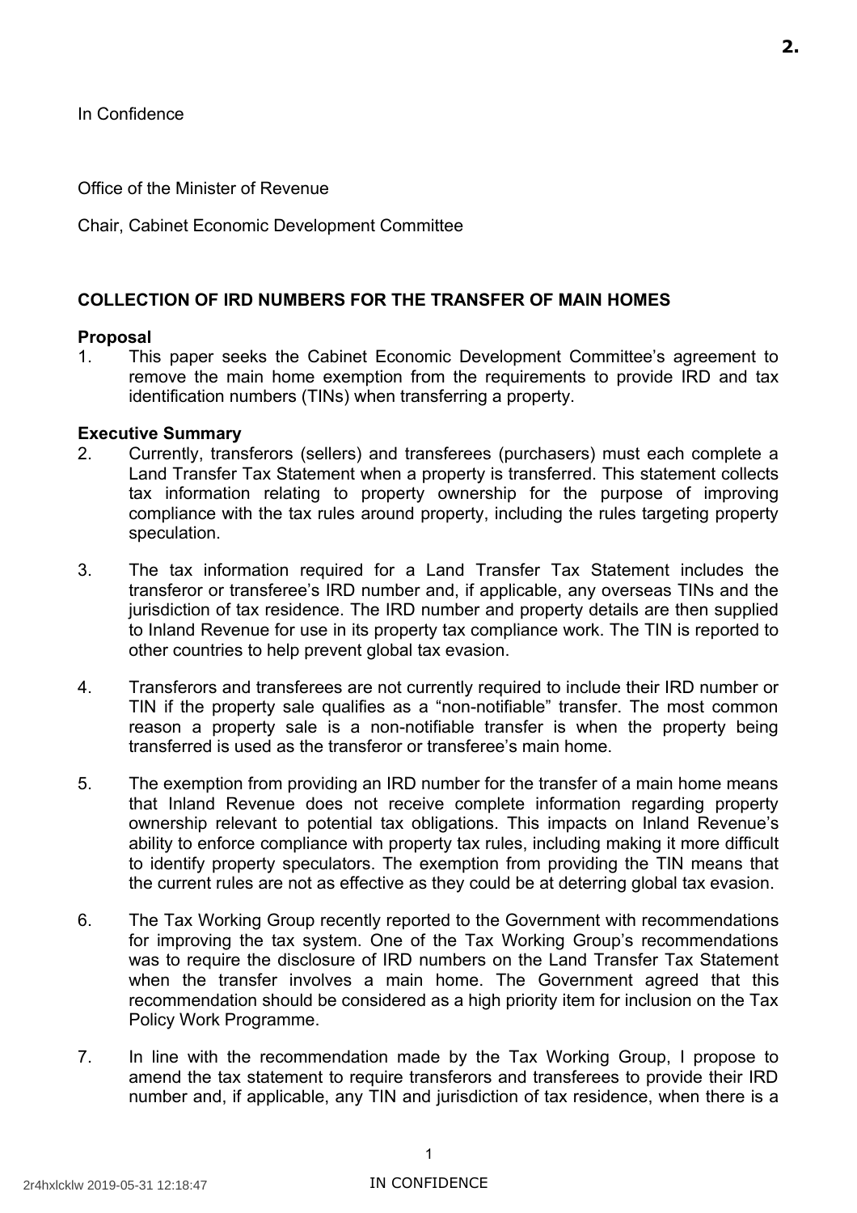In Confidence

Office of the Minister of Revenue

Chair, Cabinet Economic Development Committee

## COLLECTION OF IRD NUMBERS FOR THE TRANSFER OF MAIN HOMES

### Proposal

1. This paper seeks the Cabinet Economic Development Committee's agreement to remove the main home exemption from the requirements to provide IRD and tax identification numbers (TINs) when transferring a property.

### Executive Summary

2. Currently, transferors (sellers) and transferees (purchasers) must each complete a Land Transfer Tax Statement when a property is transferred. This statement collects tax information relating to property ownership for the purpose of improving compliance with the tax rules around property, including the rules targeting property speculation.

3. The tax information required for a Land Transfer Tax Statement includes the transferor or transferee's IRD number and, if applicable, any overseas TINs and the jurisdiction of tax residence. The IRD number and property details are then supplied to Inland Revenue for use in its property tax compliance work. The TIN is reported to other countries to help prevent global tax evasion.

4. Transferors and transferees are not currently required to include their IRD number or TIN if the property sale qualifies as a "non-notifiable" transfer. The most common reason a property sale is a non-notifiable transfer is when the property being transferred is used as the transferor or transferee's main home.

5. The exemption from providing an IRD number for the transfer of a main home means that Inland Revenue does not receive complete information regarding property ownership relevant to potential tax obligations. This impacts on Inland Revenue's ability to enforce compliance with property tax rules, including making it more difficult to identify property speculators. The exemption from providing the TIN means that the current rules are not as effective as they could be at deterring global tax evasion.

6. The Tax Working Group recently reported to the Government with recommendations for improving the tax system. One of the Tax Working Group's recommendations was to require the disclosure of IRD numbers on the Land Transfer Tax Statement when the transfer involves a main home. The Government agreed that this recommendation should be considered as a high priority item for inclusion on the Tax Policy Work Programme.

7. In line with the recommendation made by the Tax Working Group, I propose to amend the tax statement to require transferors and transferees to provide their IRD number and, if applicable, any TIN and jurisdiction of tax residence, when there is a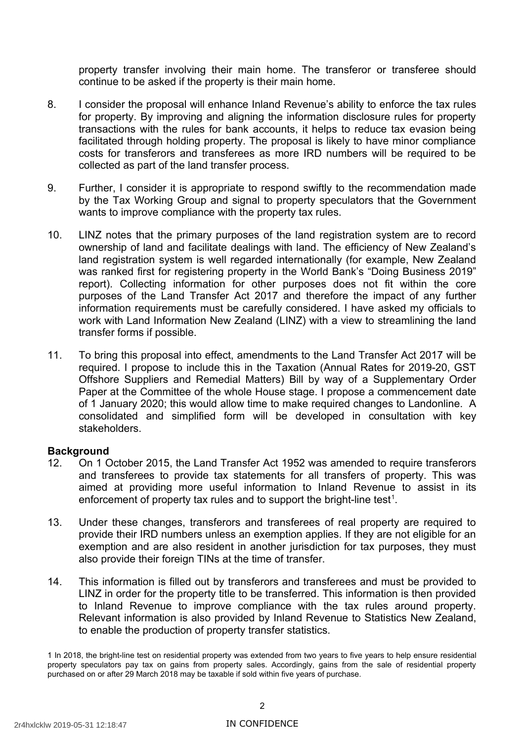property transfer involving their main home. The transferor or transferee should continue to be asked if the property is their main home.

8. I consider the proposal will enhance Inland Revenue's ability to enforce the tax rules for property. By improving and aligning the information disclosure rules for property transactions with the rules for bank accounts, it helps to reduce tax evasion being facilitated through holding property. The proposal is likely to have minor compliance costs for transferors and transferees as more IRD numbers will be required to be collected as part of the land transfer process.

9. Further, I consider it is appropriate to respond swiftly to the recommendation made by the Tax Working Group and signal to property speculators that the Government wants to improve compliance with the property tax rules.

10. LINZ notes that the primary purposes of the land registration system are to record ownership of land and facilitate dealings with land. The efficiency of New Zealand's land registration system is well regarded internationally (for example, New Zealand was ranked first for registering property in the World Bank's "Doing Business 2019" report). Collecting information for other purposes does not fit within the core purposes of the Land Transfer Act 2017 and therefore the impact of any further information requirements must be carefully considered. I have asked my officials to work with Land Information New Zealand (LINZ) with a view to streamlining the land transfer forms if possible.

11. To bring this proposal into effect, amendments to the Land Transfer Act 2017 will be required. I propose to include this in the Taxation (Annual Rates for 2019-20, GST Offshore Suppliers and Remedial Matters) Bill by way of a Supplementary Order Paper at the Committee of the whole House stage. I propose a commencement date of 1 January 2020; this would allow time to make required changes to Landonline. A consolidated and simplified form will be developed in consultation with key stakeholders.

**Background**

12. On 1 October 2015, the Land Transfer Act 1952 was amended to require transferors and transferees to provide tax statements for all transfers of property. This was aimed at providing more useful information to Inland Revenue to assist in its enforcement of property tax rules and to support the bright-line test[1].

13. Under these changes, transferors and transferees of real property are required to provide their IRD numbers unless an exemption applies. If they are not eligible for an exemption and are also resident in another jurisdiction for tax purposes, they must also provide their foreign TINs at the time of transfer.

14. This information is filled out by transferors and transferees and must be provided to LINZ in order for the property title to be transferred. This information is then provided to Inland Revenue to improve compliance with the tax rules around property. Relevant information is also provided by Inland Revenue to Statistics New Zealand, to enable the production of property transfer statistics.

1 In 2018, the bright-line test on residential property was extended from two years to five years to help ensure residential property speculators pay tax on gains from property sales. Accordingly, gains from the sale of residential property purchased on or after 29 March 2018 may be taxable if sold within five years of purchase.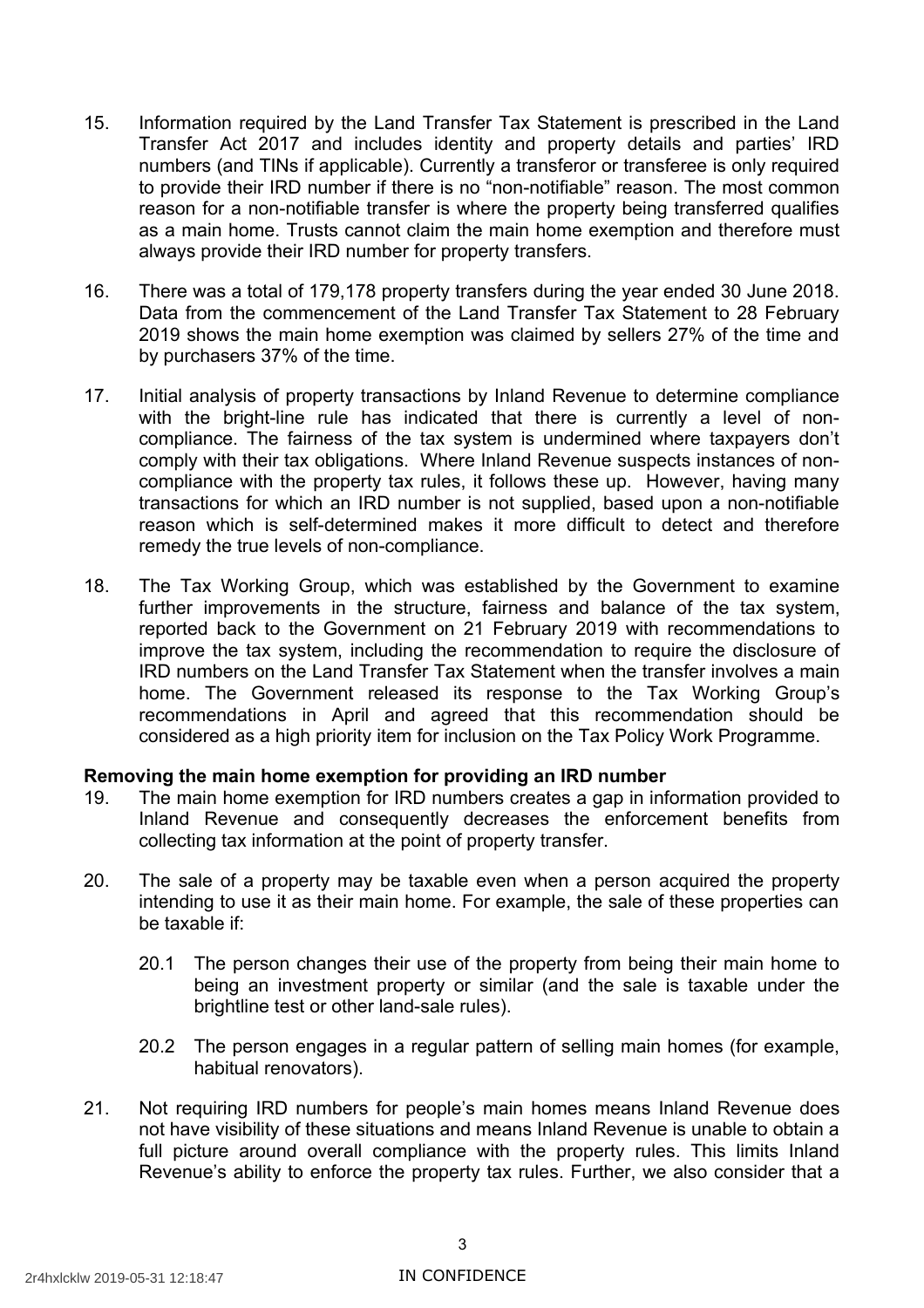15. Information required by the Land Transfer Tax Statement is prescribed in the Land Transfer Act 2017 and includes identity and property details and parties' IRD numbers (and TINs if applicable). Currently a transferor or transferee is only required to provide their IRD number if there is no "non-notifiable" reason. The most common reason for a non-notifiable transfer is where the property being transferred qualifies as a main home. Trusts cannot claim the main home exemption and therefore must always provide their IRD number for property transfers.

16. There was a total of 179,178 property transfers during the year ended 30 June 2018. Data from the commencement of the Land Transfer Tax Statement to 28 February 2019 shows the main home exemption was claimed by sellers 27% of the time and by purchasers 37% of the time.

17. Initial analysis of property transactions by Inland Revenue to determine compliance with the bright-line rule has indicated that there is currently a level of non-compliance. The fairness of the tax system is undermined where taxpayers don't comply with their tax obligations. Where Inland Revenue suspects instances of non-compliance with the property tax rules, it follows these up. However, having many transactions for which an IRD number is not supplied, based upon a non-notifiable reason which is self-determined makes it more difficult to detect and therefore remedy the true levels of non-compliance.

18. The Tax Working Group, which was established by the Government to examine further improvements in the structure, fairness and balance of the tax system, reported back to the Government on 21 February 2019 with recommendations to improve the tax system, including the recommendation to require the disclosure of IRD numbers on the Land Transfer Tax Statement when the transfer involves a main home. The Government released its response to the Tax Working Group's recommendations in April and agreed that this recommendation should be considered as a high priority item for inclusion on the Tax Policy Work Programme.

**Removing the main home exemption for providing an IRD number**

19. The main home exemption for IRD numbers creates a gap in information provided to Inland Revenue and consequently decreases the enforcement benefits from collecting tax information at the point of property transfer.

20. The sale of a property may be taxable even when a person acquired the property intending to use it as their main home. For example, the sale of these properties can be taxable if:

    20.1 The person changes their use of the property from being their main home to being an investment property or similar (and the sale is taxable under the brightline test or other land-sale rules).

    20.2 The person engages in a regular pattern of selling main homes (for example, habitual renovators).

21. Not requiring IRD numbers for people's main homes means Inland Revenue does not have visibility of these situations and means Inland Revenue is unable to obtain a full picture around overall compliance with the property rules. This limits Inland Revenue's ability to enforce the property tax rules. Further, we also consider that a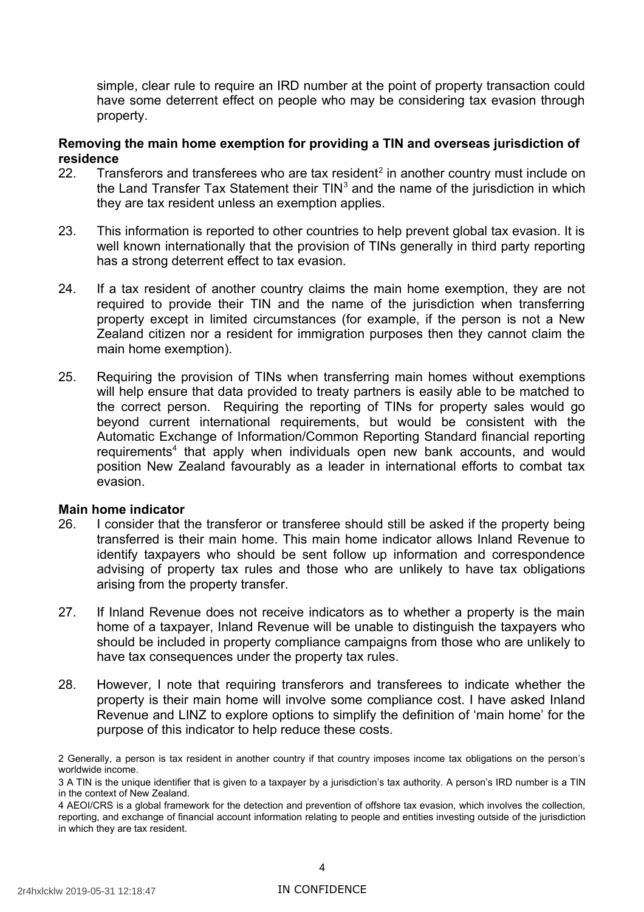simple, clear rule to require an IRD number at the point of property transaction could have some deterrent effect on people who may be considering tax evasion through property.

**Removing the main home exemption for providing a TIN and overseas jurisdiction of residence**

22. Transferors and transferees who are tax resident[2] in another country must include on the Land Transfer Tax Statement their TIN[3] and the name of the jurisdiction in which they are tax resident unless an exemption applies.

23. This information is reported to other countries to help prevent global tax evasion. It is well known internationally that the provision of TINs generally in third party reporting has a strong deterrent effect to tax evasion.

24. If a tax resident of another country claims the main home exemption, they are not required to provide their TIN and the name of the jurisdiction when transferring property except in limited circumstances (for example, if the person is not a New Zealand citizen nor a resident for immigration purposes then they cannot claim the main home exemption).

25. Requiring the provision of TINs when transferring main homes without exemptions will help ensure that data provided to treaty partners is easily able to be matched to the correct person. Requiring the reporting of TINs for property sales would go beyond current international requirements, but would be consistent with the Automatic Exchange of Information/Common Reporting Standard financial reporting requirements[4] that apply when individuals open new bank accounts, and would position New Zealand favourably as a leader in international efforts to combat tax evasion.

**Main home indicator**

26. I consider that the transferor or transferee should still be asked if the property being transferred is their main home. This main home indicator allows Inland Revenue to identify taxpayers who should be sent follow up information and correspondence advising of property tax rules and those who are unlikely to have tax obligations arising from the property transfer.

27. If Inland Revenue does not receive indicators as to whether a property is the main home of a taxpayer, Inland Revenue will be unable to distinguish the taxpayers who should be included in property compliance campaigns from those who are unlikely to have tax consequences under the property tax rules.

28. However, I note that requiring transferors and transferees to indicate whether the property is their main home will involve some compliance cost. I have asked Inland Revenue and LINZ to explore options to simplify the definition of 'main home' for the purpose of this indicator to help reduce these costs.

2 Generally, a person is tax resident in another country if that country imposes income tax obligations on the person's worldwide income.

3 A TIN is the unique identifier that is given to a taxpayer by a jurisdiction's tax authority. A person's IRD number is a TIN in the context of New Zealand.

4 AEOI/CRS is a global framework for the detection and prevention of offshore tax evasion, which involves the collection, reporting, and exchange of financial account information relating to people and entities investing outside of the jurisdiction in which they are tax resident.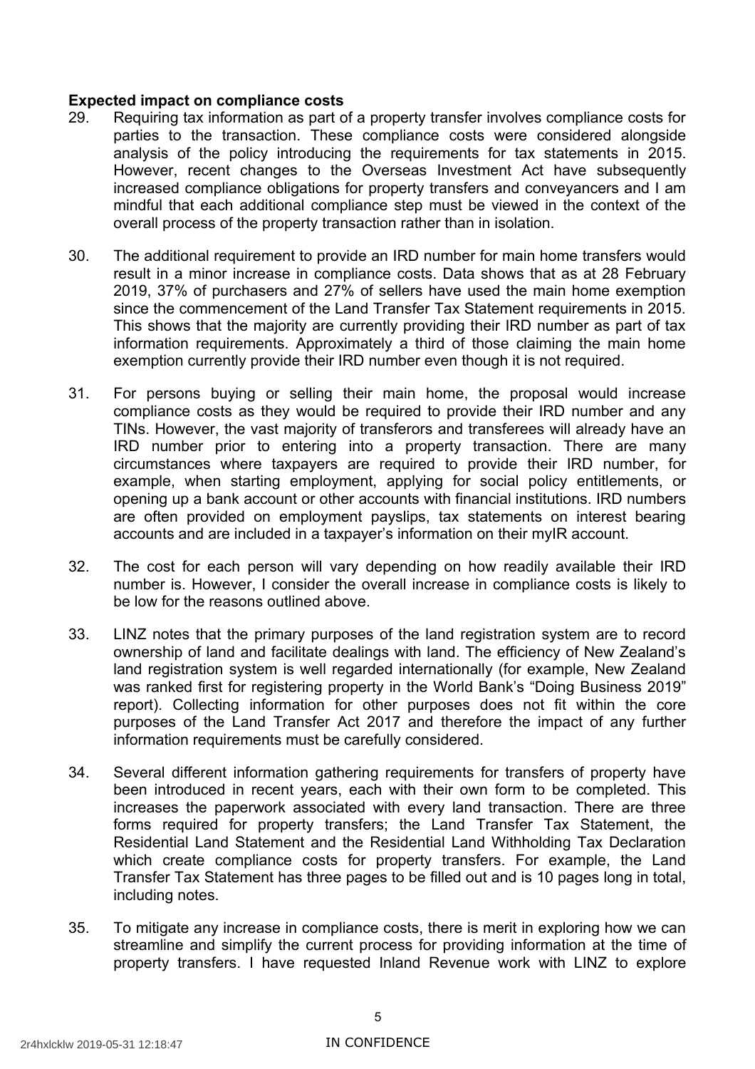**Expected impact on compliance costs**

29. Requiring tax information as part of a property transfer involves compliance costs for parties to the transaction. These compliance costs were considered alongside analysis of the policy introducing the requirements for tax statements in 2015. However, recent changes to the Overseas Investment Act have subsequently increased compliance obligations for property transfers and conveyancers and I am mindful that each additional compliance step must be viewed in the context of the overall process of the property transaction rather than in isolation.

30. The additional requirement to provide an IRD number for main home transfers would result in a minor increase in compliance costs. Data shows that as at 28 February 2019, 37% of purchasers and 27% of sellers have used the main home exemption since the commencement of the Land Transfer Tax Statement requirements in 2015. This shows that the majority are currently providing their IRD number as part of tax information requirements. Approximately a third of those claiming the main home exemption currently provide their IRD number even though it is not required.

31. For persons buying or selling their main home, the proposal would increase compliance costs as they would be required to provide their IRD number and any TINs. However, the vast majority of transferors and transferees will already have an IRD number prior to entering into a property transaction. There are many circumstances where taxpayers are required to provide their IRD number, for example, when starting employment, applying for social policy entitlements, or opening up a bank account or other accounts with financial institutions. IRD numbers are often provided on employment payslips, tax statements on interest bearing accounts and are included in a taxpayer's information on their myIR account.

32. The cost for each person will vary depending on how readily available their IRD number is. However, I consider the overall increase in compliance costs is likely to be low for the reasons outlined above.

33. LINZ notes that the primary purposes of the land registration system are to record ownership of land and facilitate dealings with land. The efficiency of New Zealand's land registration system is well regarded internationally (for example, New Zealand was ranked first for registering property in the World Bank's "Doing Business 2019" report). Collecting information for other purposes does not fit within the core purposes of the Land Transfer Act 2017 and therefore the impact of any further information requirements must be carefully considered.

34. Several different information gathering requirements for transfers of property have been introduced in recent years, each with their own form to be completed. This increases the paperwork associated with every land transaction. There are three forms required for property transfers; the Land Transfer Tax Statement, the Residential Land Statement and the Residential Land Withholding Tax Declaration which create compliance costs for property transfers. For example, the Land Transfer Tax Statement has three pages to be filled out and is 10 pages long in total, including notes.

35. To mitigate any increase in compliance costs, there is merit in exploring how we can streamline and simplify the current process for providing information at the time of property transfers. I have requested Inland Revenue work with LINZ to explore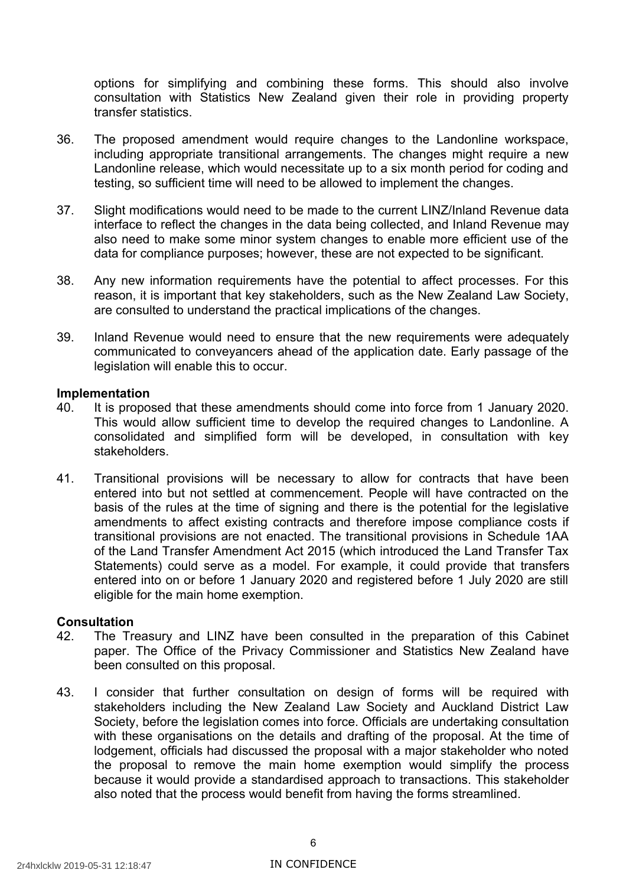options for simplifying and combining these forms. This should also involve consultation with Statistics New Zealand given their role in providing property transfer statistics.

36. The proposed amendment would require changes to the Landonline workspace, including appropriate transitional arrangements. The changes might require a new Landonline release, which would necessitate up to a six month period for coding and testing, so sufficient time will need to be allowed to implement the changes.

37. Slight modifications would need to be made to the current LINZ/Inland Revenue data interface to reflect the changes in the data being collected, and Inland Revenue may also need to make some minor system changes to enable more efficient use of the data for compliance purposes; however, these are not expected to be significant.

38. Any new information requirements have the potential to affect processes. For this reason, it is important that key stakeholders, such as the New Zealand Law Society, are consulted to understand the practical implications of the changes.

39. Inland Revenue would need to ensure that the new requirements were adequately communicated to conveyancers ahead of the application date. Early passage of the legislation will enable this to occur.

**Implementation**

40. It is proposed that these amendments should come into force from 1 January 2020. This would allow sufficient time to develop the required changes to Landonline. A consolidated and simplified form will be developed, in consultation with key stakeholders.

41. Transitional provisions will be necessary to allow for contracts that have been entered into but not settled at commencement. People will have contracted on the basis of the rules at the time of signing and there is the potential for the legislative amendments to affect existing contracts and therefore impose compliance costs if transitional provisions are not enacted. The transitional provisions in Schedule 1AA of the Land Transfer Amendment Act 2015 (which introduced the Land Transfer Tax Statements) could serve as a model. For example, it could provide that transfers entered into on or before 1 January 2020 and registered before 1 July 2020 are still eligible for the main home exemption.

**Consultation**

42. The Treasury and LINZ have been consulted in the preparation of this Cabinet paper. The Office of the Privacy Commissioner and Statistics New Zealand have been consulted on this proposal.

43. I consider that further consultation on design of forms will be required with stakeholders including the New Zealand Law Society and Auckland District Law Society, before the legislation comes into force. Officials are undertaking consultation with these organisations on the details and drafting of the proposal. At the time of lodgement, officials had discussed the proposal with a major stakeholder who noted the proposal to remove the main home exemption would simplify the process because it would provide a standardised approach to transactions. This stakeholder also noted that the process would benefit from having the forms streamlined.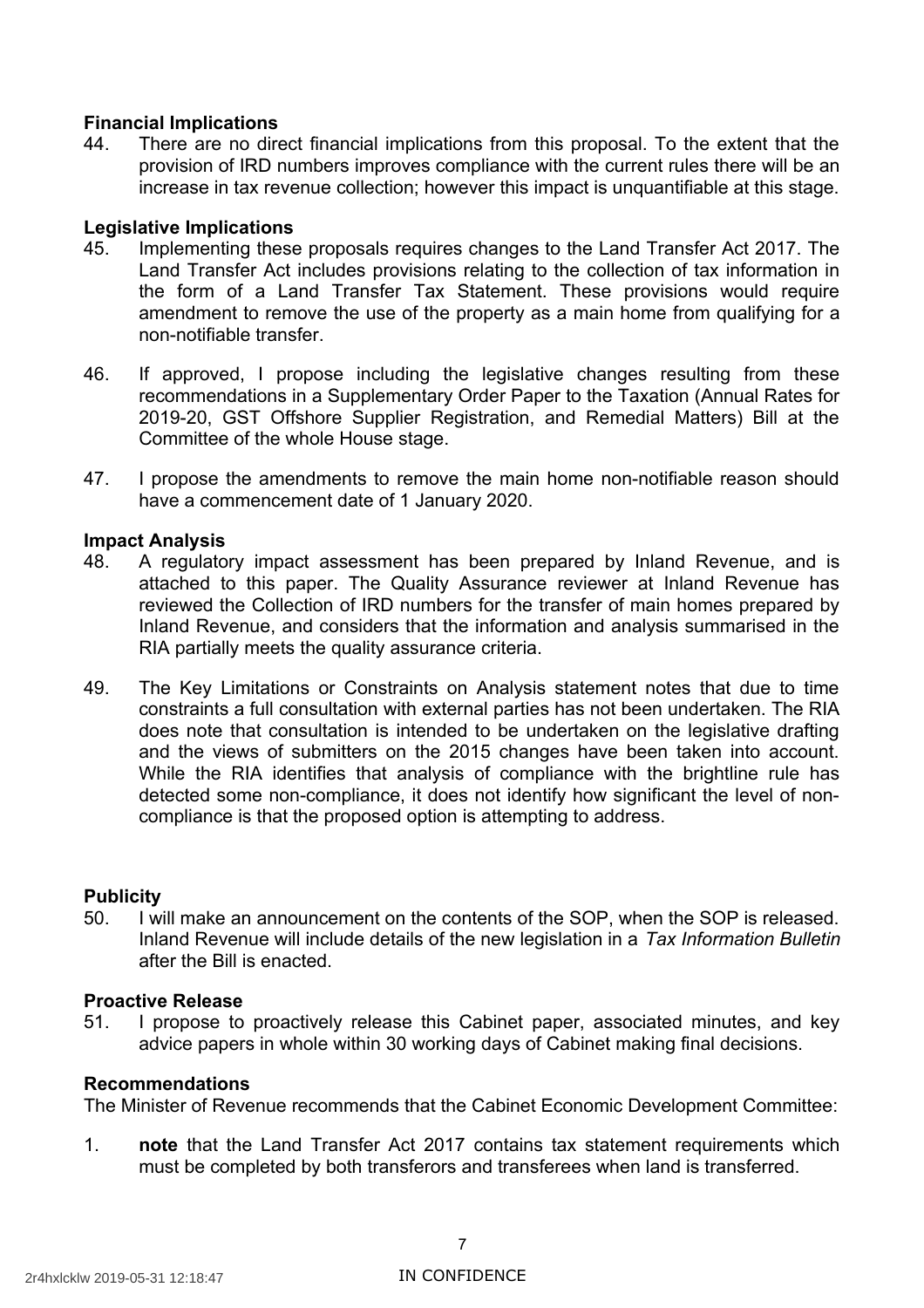**Financial Implications**

44. There are no direct financial implications from this proposal. To the extent that the provision of IRD numbers improves compliance with the current rules there will be an increase in tax revenue collection; however this impact is unquantifiable at this stage.

**Legislative Implications**

45. Implementing these proposals requires changes to the Land Transfer Act 2017. The Land Transfer Act includes provisions relating to the collection of tax information in the form of a Land Transfer Tax Statement. These provisions would require amendment to remove the use of the property as a main home from qualifying for a non-notifiable transfer.

46. If approved, I propose including the legislative changes resulting from these recommendations in a Supplementary Order Paper to the Taxation (Annual Rates for 2019-20, GST Offshore Supplier Registration, and Remedial Matters) Bill at the Committee of the whole House stage.

47. I propose the amendments to remove the main home non-notifiable reason should have a commencement date of 1 January 2020.

**Impact Analysis**

48. A regulatory impact assessment has been prepared by Inland Revenue, and is attached to this paper. The Quality Assurance reviewer at Inland Revenue has reviewed the Collection of IRD numbers for the transfer of main homes prepared by Inland Revenue, and considers that the information and analysis summarised in the RIA partially meets the quality assurance criteria.

49. The Key Limitations or Constraints on Analysis statement notes that due to time constraints a full consultation with external parties has not been undertaken. The RIA does note that consultation is intended to be undertaken on the legislative drafting and the views of submitters on the 2015 changes have been taken into account. While the RIA identifies that analysis of compliance with the brightline rule has detected some non-compliance, it does not identify how significant the level of non-compliance is that the proposed option is attempting to address.

**Publicity**

50. I will make an announcement on the contents of the SOP, when the SOP is released. Inland Revenue will include details of the new legislation in a *Tax Information Bulletin* after the Bill is enacted.

**Proactive Release**

51. I propose to proactively release this Cabinet paper, associated minutes, and key advice papers in whole within 30 working days of Cabinet making final decisions.

**Recommendations**

The Minister of Revenue recommends that the Cabinet Economic Development Committee:

1. **note** that the Land Transfer Act 2017 contains tax statement requirements which must be completed by both transferors and transferees when land is transferred.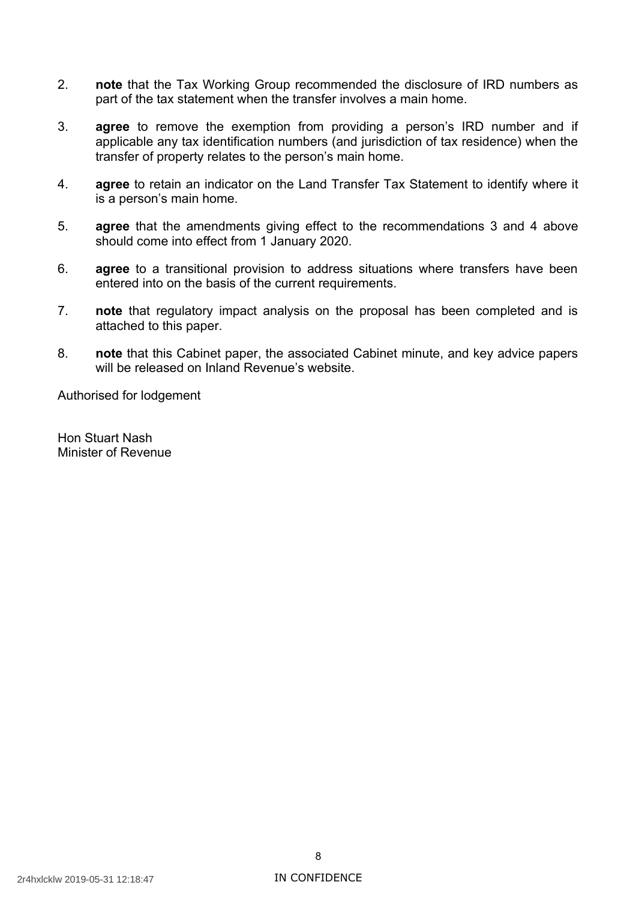2. **note** that the Tax Working Group recommended the disclosure of IRD numbers as part of the tax statement when the transfer involves a main home.

3. **agree** to remove the exemption from providing a person's IRD number and if applicable any tax identification numbers (and jurisdiction of tax residence) when the transfer of property relates to the person's main home.

4. **agree** to retain an indicator on the Land Transfer Tax Statement to identify where it is a person's main home.

5. **agree** that the amendments giving effect to the recommendations 3 and 4 above should come into effect from 1 January 2020.

6. **agree** to a transitional provision to address situations where transfers have been entered into on the basis of the current requirements.

7. **note** that regulatory impact analysis on the proposal has been completed and is attached to this paper.

8. **note** that this Cabinet paper, the associated Cabinet minute, and key advice papers will be released on Inland Revenue's website.

Authorised for lodgement

Hon Stuart Nash
Minister of Revenue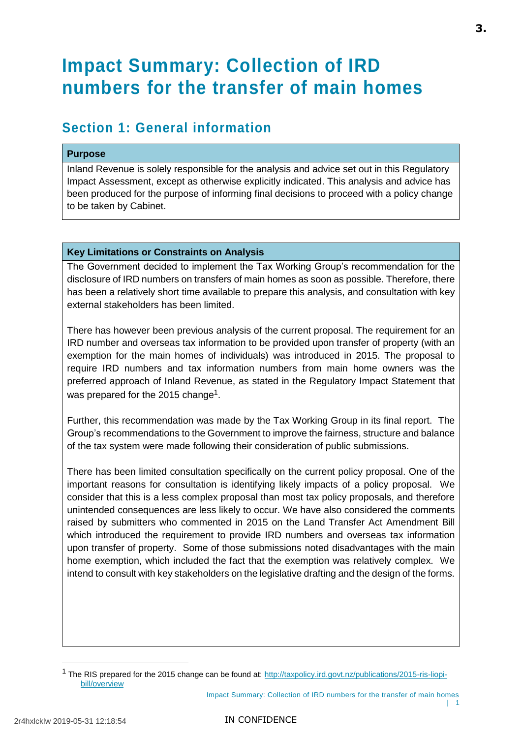# Impact Summary: Collection of IRD numbers for the transfer of main homes

## Section 1: General information

**Purpose**

Inland Revenue is solely responsible for the analysis and advice set out in this Regulatory Impact Assessment, except as otherwise explicitly indicated. This analysis and advice has been produced for the purpose of informing final decisions to proceed with a policy change to be taken by Cabinet.

**Key Limitations or Constraints on Analysis**

The Government decided to implement the Tax Working Group's recommendation for the disclosure of IRD numbers on transfers of main homes as soon as possible. Therefore, there has been a relatively short time available to prepare this analysis, and consultation with key external stakeholders has been limited.

There has however been previous analysis of the current proposal. The requirement for an IRD number and overseas tax information to be provided upon transfer of property (with an exemption for the main homes of individuals) was introduced in 2015. The proposal to require IRD numbers and tax information numbers from main home owners was the preferred approach of Inland Revenue, as stated in the Regulatory Impact Statement that was prepared for the 2015 change[1].

Further, this recommendation was made by the Tax Working Group in its final report. The Group's recommendations to the Government to improve the fairness, structure and balance of the tax system were made following their consideration of public submissions.

There has been limited consultation specifically on the current policy proposal. One of the important reasons for consultation is identifying likely impacts of a policy proposal. We consider that this is a less complex proposal than most tax policy proposals, and therefore unintended consequences are less likely to occur. We have also considered the comments raised by submitters who commented in 2015 on the Land Transfer Act Amendment Bill which introduced the requirement to provide IRD numbers and overseas tax information upon transfer of property. Some of those submissions noted disadvantages with the main home exemption, which included the fact that the exemption was relatively complex. We intend to consult with key stakeholders on the legislative drafting and the design of the forms.

[1] The RIS prepared for the 2015 change can be found at: http://taxpolicy.ird.govt.nz/publications/2015-ris-liopi-bill/overview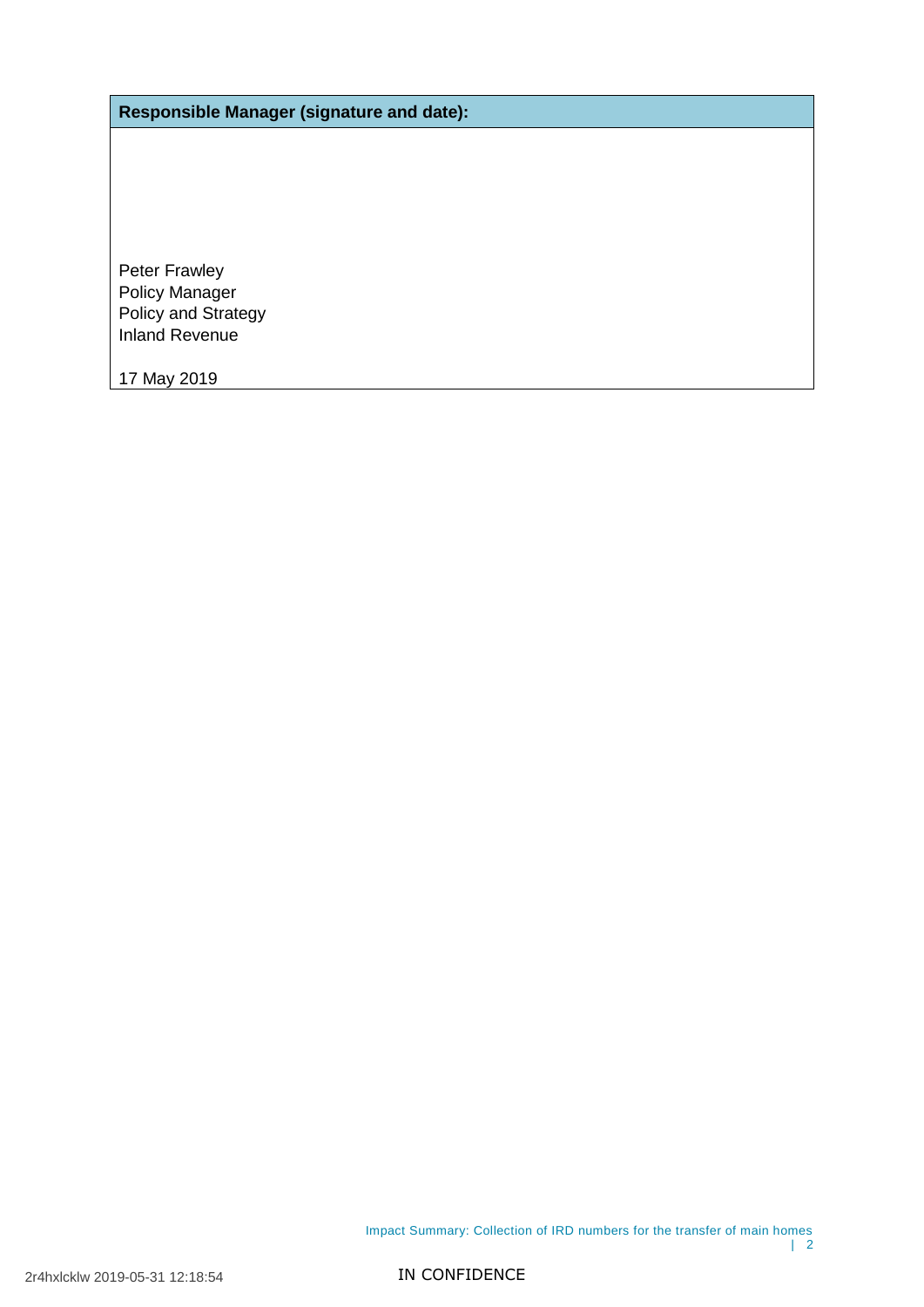| Responsible Manager (signature and date): |
| --- |
| <br><br><br><br>Peter Frawley<br>Policy Manager<br>Policy and Strategy<br>Inland Revenue<br><br>17 May 2019 |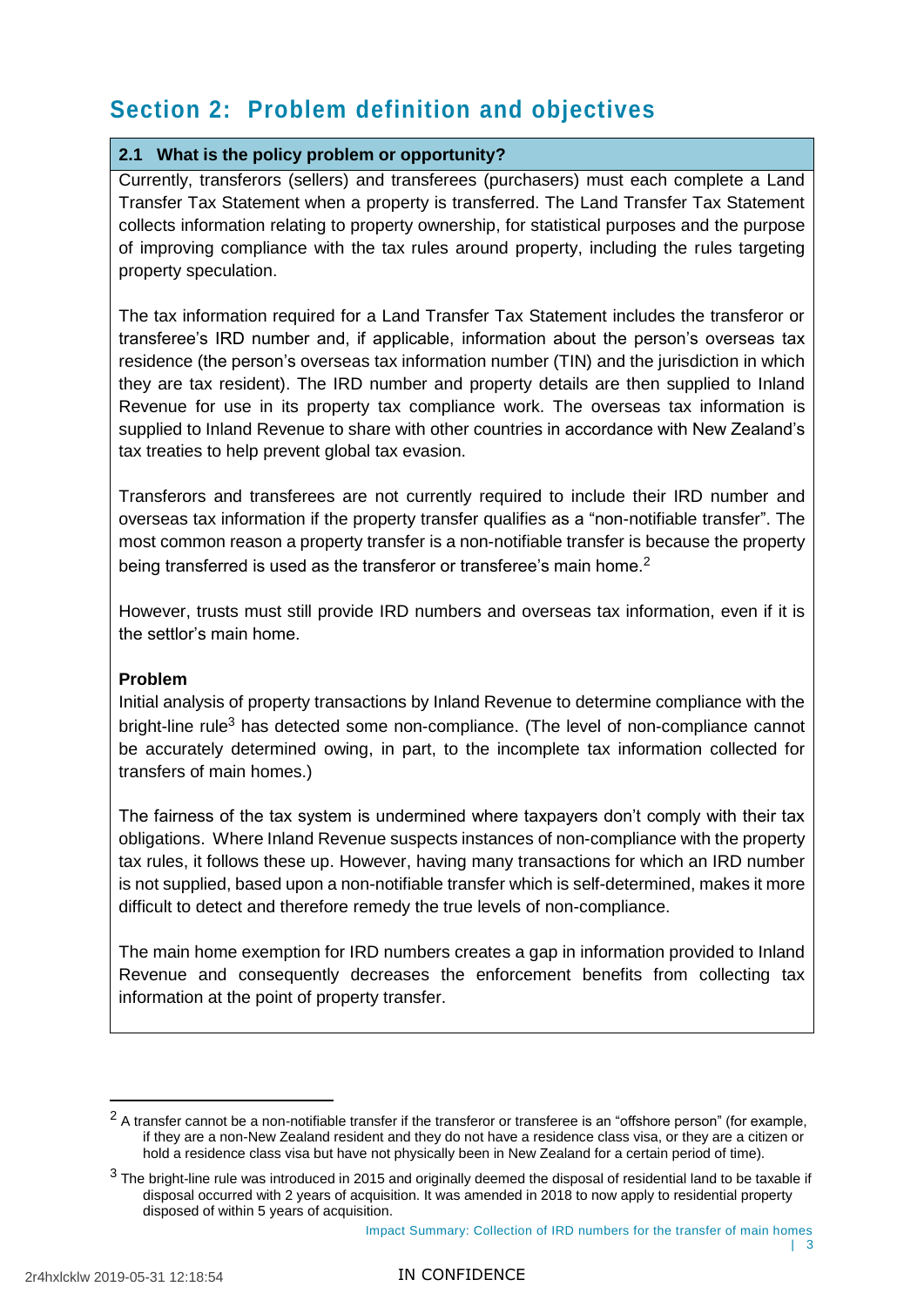# Section 2: Problem definition and objectives

## 2.1 What is the policy problem or opportunity?

Currently, transferors (sellers) and transferees (purchasers) must each complete a Land Transfer Tax Statement when a property is transferred. The Land Transfer Tax Statement collects information relating to property ownership, for statistical purposes and the purpose of improving compliance with the tax rules around property, including the rules targeting property speculation.

The tax information required for a Land Transfer Tax Statement includes the transferor or transferee's IRD number and, if applicable, information about the person's overseas tax residence (the person's overseas tax information number (TIN) and the jurisdiction in which they are tax resident). The IRD number and property details are then supplied to Inland Revenue for use in its property tax compliance work. The overseas tax information is supplied to Inland Revenue to share with other countries in accordance with New Zealand's tax treaties to help prevent global tax evasion.

Transferors and transferees are not currently required to include their IRD number and overseas tax information if the property transfer qualifies as a "non-notifiable transfer". The most common reason a property transfer is a non-notifiable transfer is because the property being transferred is used as the transferor or transferee's main home.[2]

However, trusts must still provide IRD numbers and overseas tax information, even if it is the settlor's main home.

**Problem**

Initial analysis of property transactions by Inland Revenue to determine compliance with the bright-line rule[3] has detected some non-compliance. (The level of non-compliance cannot be accurately determined owing, in part, to the incomplete tax information collected for transfers of main homes.)

The fairness of the tax system is undermined where taxpayers don't comply with their tax obligations. Where Inland Revenue suspects instances of non-compliance with the property tax rules, it follows these up. However, having many transactions for which an IRD number is not supplied, based upon a non-notifiable transfer which is self-determined, makes it more difficult to detect and therefore remedy the true levels of non-compliance.

The main home exemption for IRD numbers creates a gap in information provided to Inland Revenue and consequently decreases the enforcement benefits from collecting tax information at the point of property transfer.

---

[2] A transfer cannot be a non-notifiable transfer if the transferor or transferee is an "offshore person" (for example, if they are a non-New Zealand resident and they do not have a residence class visa, or they are a citizen or hold a residence class visa but have not physically been in New Zealand for a certain period of time).

[3] The bright-line rule was introduced in 2015 and originally deemed the disposal of residential land to be taxable if disposal occurred with 2 years of acquisition. It was amended in 2018 to now apply to residential property disposed of within 5 years of acquisition.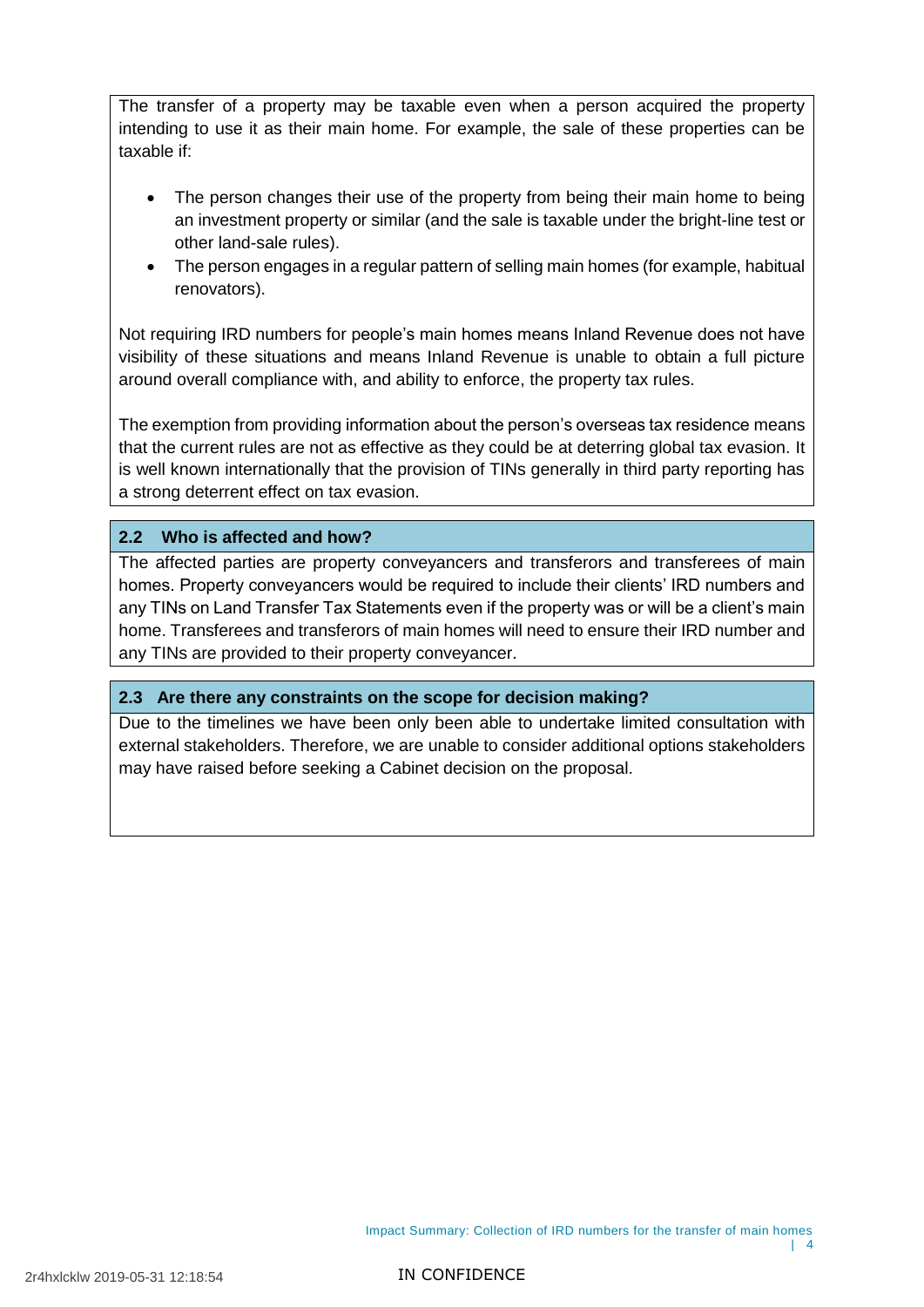The transfer of a property may be taxable even when a person acquired the property intending to use it as their main home. For example, the sale of these properties can be taxable if:

- The person changes their use of the property from being their main home to being an investment property or similar (and the sale is taxable under the bright-line test or other land-sale rules).
- The person engages in a regular pattern of selling main homes (for example, habitual renovators).

Not requiring IRD numbers for people's main homes means Inland Revenue does not have visibility of these situations and means Inland Revenue is unable to obtain a full picture around overall compliance with, and ability to enforce, the property tax rules.

The exemption from providing information about the person's overseas tax residence means that the current rules are not as effective as they could be at deterring global tax evasion. It is well known internationally that the provision of TINs generally in third party reporting has a strong deterrent effect on tax evasion.

### 2.2 Who is affected and how?

The affected parties are property conveyancers and transferors and transferees of main homes. Property conveyancers would be required to include their clients' IRD numbers and any TINs on Land Transfer Tax Statements even if the property was or will be a client's main home. Transferees and transferors of main homes will need to ensure their IRD number and any TINs are provided to their property conveyancer.

### 2.3 Are there any constraints on the scope for decision making?

Due to the timelines we have been only been able to undertake limited consultation with external stakeholders. Therefore, we are unable to consider additional options stakeholders may have raised before seeking a Cabinet decision on the proposal.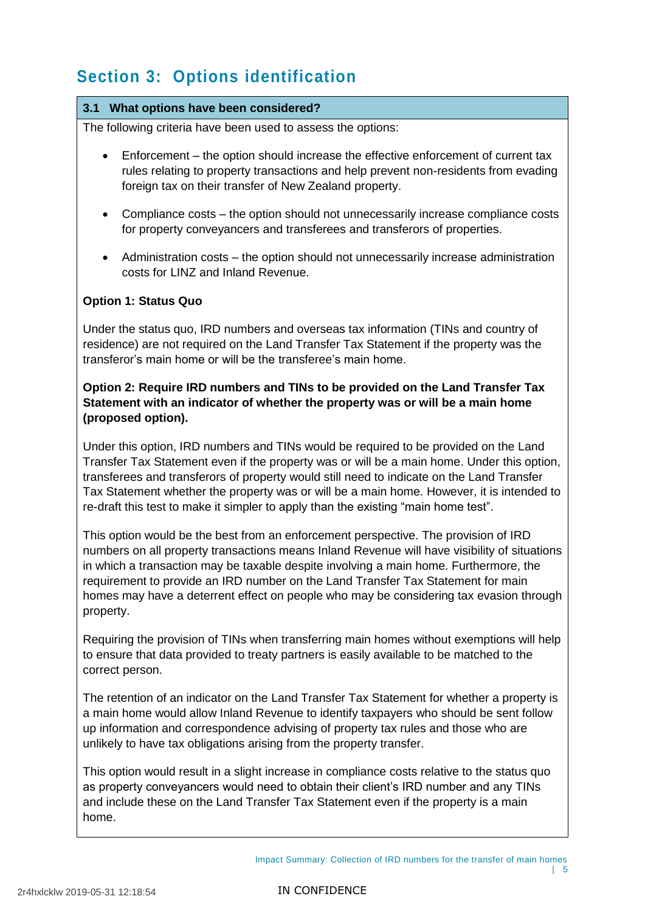## Section 3: Options identification

### 3.1 What options have been considered?

The following criteria have been used to assess the options:

- Enforcement – the option should increase the effective enforcement of current tax rules relating to property transactions and help prevent non-residents from evading foreign tax on their transfer of New Zealand property.
- Compliance costs – the option should not unnecessarily increase compliance costs for property conveyancers and transferees and transferors of properties.
- Administration costs – the option should not unnecessarily increase administration costs for LINZ and Inland Revenue.

**Option 1: Status Quo**

Under the status quo, IRD numbers and overseas tax information (TINs and country of residence) are not required on the Land Transfer Tax Statement if the property was the transferor's main home or will be the transferee's main home.

**Option 2: Require IRD numbers and TINs to be provided on the Land Transfer Tax Statement with an indicator of whether the property was or will be a main home (proposed option).**

Under this option, IRD numbers and TINs would be required to be provided on the Land Transfer Tax Statement even if the property was or will be a main home. Under this option, transferees and transferors of property would still need to indicate on the Land Transfer Tax Statement whether the property was or will be a main home. However, it is intended to re-draft this test to make it simpler to apply than the existing "main home test".

This option would be the best from an enforcement perspective. The provision of IRD numbers on all property transactions means Inland Revenue will have visibility of situations in which a transaction may be taxable despite involving a main home. Furthermore, the requirement to provide an IRD number on the Land Transfer Tax Statement for main homes may have a deterrent effect on people who may be considering tax evasion through property.

Requiring the provision of TINs when transferring main homes without exemptions will help to ensure that data provided to treaty partners is easily available to be matched to the correct person.

The retention of an indicator on the Land Transfer Tax Statement for whether a property is a main home would allow Inland Revenue to identify taxpayers who should be sent follow up information and correspondence advising of property tax rules and those who are unlikely to have tax obligations arising from the property transfer.

This option would result in a slight increase in compliance costs relative to the status quo as property conveyancers would need to obtain their client's IRD number and any TINs and include these on the Land Transfer Tax Statement even if the property is a main home.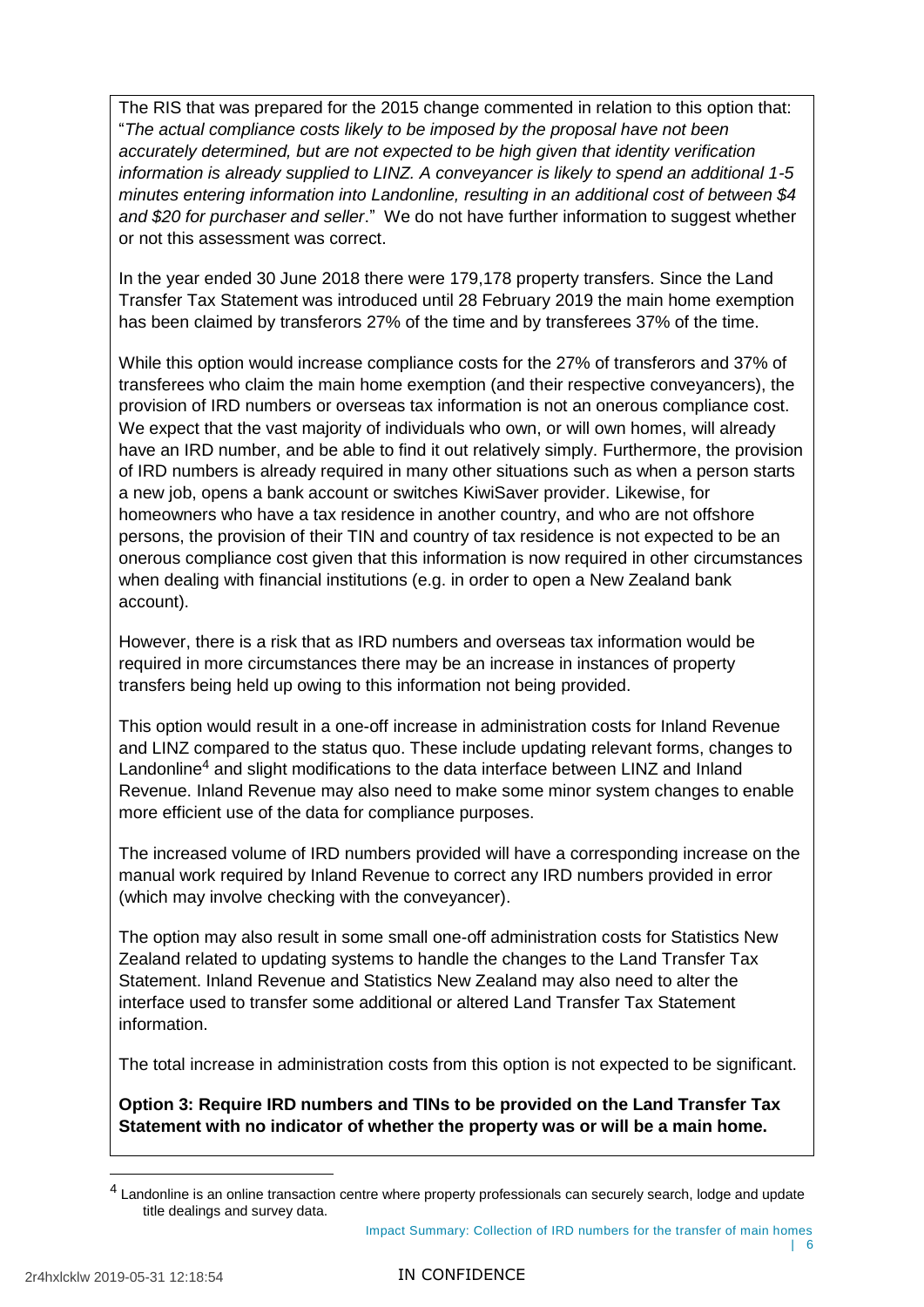The RIS that was prepared for the 2015 change commented in relation to this option that: "*The actual compliance costs likely to be imposed by the proposal have not been accurately determined, but are not expected to be high given that identity verification information is already supplied to LINZ. A conveyancer is likely to spend an additional 1-5 minutes entering information into Landonline, resulting in an additional cost of between $4 and $20 for purchaser and seller*." We do not have further information to suggest whether or not this assessment was correct.

In the year ended 30 June 2018 there were 179,178 property transfers. Since the Land Transfer Tax Statement was introduced until 28 February 2019 the main home exemption has been claimed by transferors 27% of the time and by transferees 37% of the time.

While this option would increase compliance costs for the 27% of transferors and 37% of transferees who claim the main home exemption (and their respective conveyancers), the provision of IRD numbers or overseas tax information is not an onerous compliance cost. We expect that the vast majority of individuals who own, or will own homes, will already have an IRD number, and be able to find it out relatively simply. Furthermore, the provision of IRD numbers is already required in many other situations such as when a person starts a new job, opens a bank account or switches KiwiSaver provider. Likewise, for homeowners who have a tax residence in another country, and who are not offshore persons, the provision of their TIN and country of tax residence is not expected to be an onerous compliance cost given that this information is now required in other circumstances when dealing with financial institutions (e.g. in order to open a New Zealand bank account).

However, there is a risk that as IRD numbers and overseas tax information would be required in more circumstances there may be an increase in instances of property transfers being held up owing to this information not being provided.

This option would result in a one-off increase in administration costs for Inland Revenue and LINZ compared to the status quo. These include updating relevant forms, changes to Landonline[4] and slight modifications to the data interface between LINZ and Inland Revenue. Inland Revenue may also need to make some minor system changes to enable more efficient use of the data for compliance purposes.

The increased volume of IRD numbers provided will have a corresponding increase on the manual work required by Inland Revenue to correct any IRD numbers provided in error (which may involve checking with the conveyancer).

The option may also result in some small one-off administration costs for Statistics New Zealand related to updating systems to handle the changes to the Land Transfer Tax Statement. Inland Revenue and Statistics New Zealand may also need to alter the interface used to transfer some additional or altered Land Transfer Tax Statement information.

The total increase in administration costs from this option is not expected to be significant.

**Option 3: Require IRD numbers and TINs to be provided on the Land Transfer Tax Statement with no indicator of whether the property was or will be a main home.**

[4] Landonline is an online transaction centre where property professionals can securely search, lodge and update title dealings and survey data.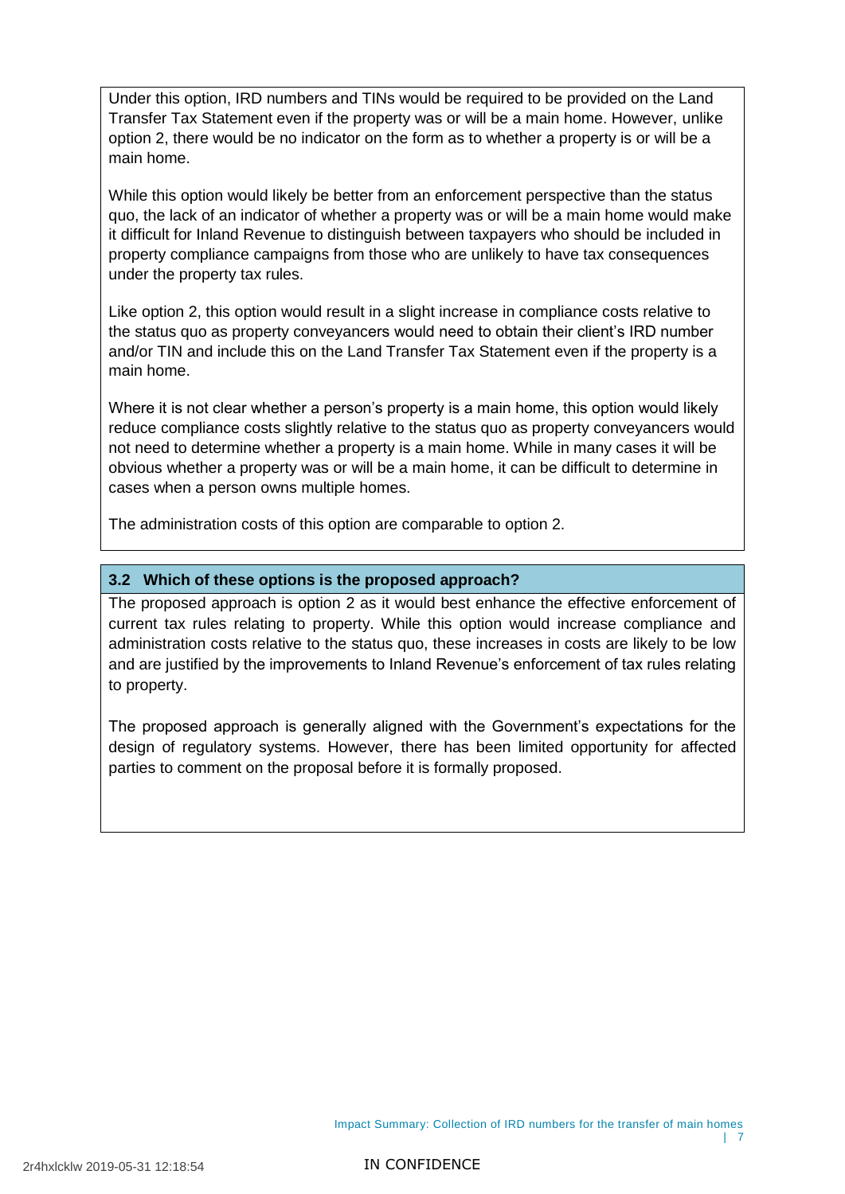Under this option, IRD numbers and TINs would be required to be provided on the Land Transfer Tax Statement even if the property was or will be a main home. However, unlike option 2, there would be no indicator on the form as to whether a property is or will be a main home.

While this option would likely be better from an enforcement perspective than the status quo, the lack of an indicator of whether a property was or will be a main home would make it difficult for Inland Revenue to distinguish between taxpayers who should be included in property compliance campaigns from those who are unlikely to have tax consequences under the property tax rules.

Like option 2, this option would result in a slight increase in compliance costs relative to the status quo as property conveyancers would need to obtain their client's IRD number and/or TIN and include this on the Land Transfer Tax Statement even if the property is a main home.

Where it is not clear whether a person's property is a main home, this option would likely reduce compliance costs slightly relative to the status quo as property conveyancers would not need to determine whether a property is a main home. While in many cases it will be obvious whether a property was or will be a main home, it can be difficult to determine in cases when a person owns multiple homes.

The administration costs of this option are comparable to option 2.

### 3.2 Which of these options is the proposed approach?

The proposed approach is option 2 as it would best enhance the effective enforcement of current tax rules relating to property. While this option would increase compliance and administration costs relative to the status quo, these increases in costs are likely to be low and are justified by the improvements to Inland Revenue's enforcement of tax rules relating to property.

The proposed approach is generally aligned with the Government's expectations for the design of regulatory systems. However, there has been limited opportunity for affected parties to comment on the proposal before it is formally proposed.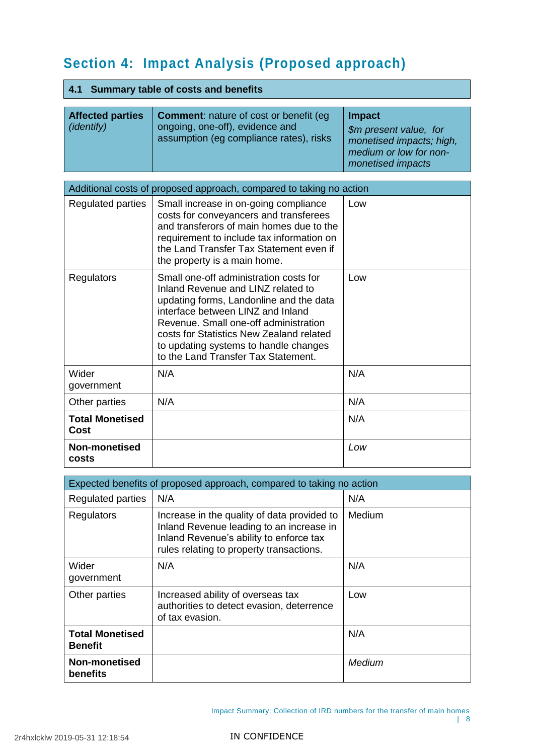## Section 4: Impact Analysis (Proposed approach)

### 4.1 Summary table of costs and benefits

| **Affected parties** *(identify)* | **Comment**: nature of cost or benefit (eg ongoing, one-off), evidence and assumption (eg compliance rates), risks | **Impact** *$m present value, for monetised impacts; high, medium or low for non-monetised impacts* |
|---|---|---|
| Additional costs of proposed approach, compared to taking no action | | |
| Regulated parties | Small increase in on-going compliance costs for conveyancers and transferees and transferors of main homes due to the requirement to include tax information on the Land Transfer Tax Statement even if the property is a main home. | Low |
| Regulators | Small one-off administration costs for Inland Revenue and LINZ related to updating forms, Landonline and the data interface between LINZ and Inland Revenue. Small one-off administration costs for Statistics New Zealand related to updating systems to handle changes to the Land Transfer Tax Statement. | Low |
| Wider government | N/A | N/A |
| Other parties | N/A | N/A |
| **Total Monetised Cost** | | N/A |
| **Non-monetised costs** | | *Low* |
| Expected benefits of proposed approach, compared to taking no action | | |
| Regulated parties | N/A | N/A |
| Regulators | Increase in the quality of data provided to Inland Revenue leading to an increase in Inland Revenue's ability to enforce tax rules relating to property transactions. | Medium |
| Wider government | N/A | N/A |
| Other parties | Increased ability of overseas tax authorities to detect evasion, deterrence of tax evasion. | Low |
| **Total Monetised Benefit** | | N/A |
| **Non-monetised benefits** | | *Medium* |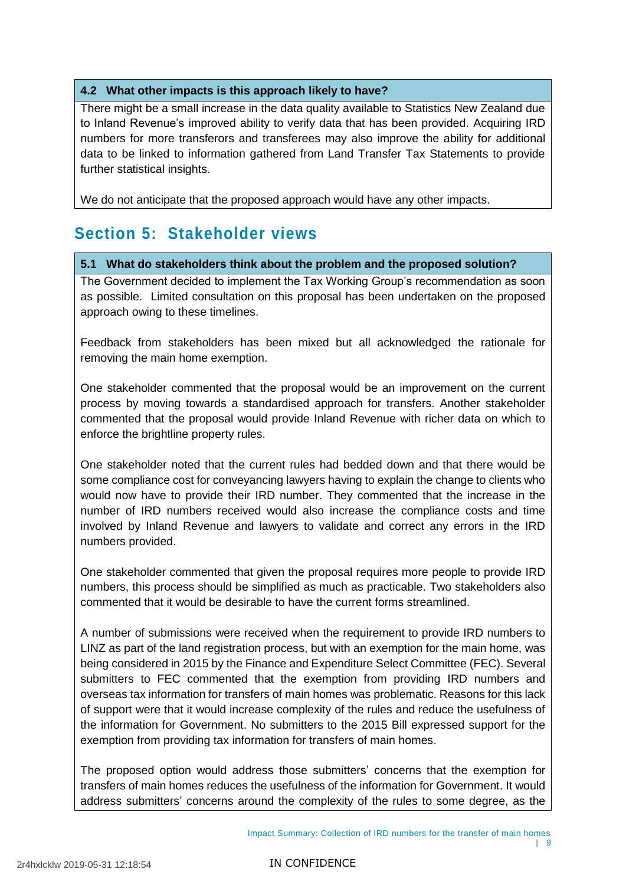### 4.2 What other impacts is this approach likely to have?

There might be a small increase in the data quality available to Statistics New Zealand due to Inland Revenue's improved ability to verify data that has been provided. Acquiring IRD numbers for more transferors and transferees may also improve the ability for additional data to be linked to information gathered from Land Transfer Tax Statements to provide further statistical insights.

We do not anticipate that the proposed approach would have any other impacts.

## Section 5: Stakeholder views

### 5.1 What do stakeholders think about the problem and the proposed solution?

The Government decided to implement the Tax Working Group's recommendation as soon as possible. Limited consultation on this proposal has been undertaken on the proposed approach owing to these timelines.

Feedback from stakeholders has been mixed but all acknowledged the rationale for removing the main home exemption.

One stakeholder commented that the proposal would be an improvement on the current process by moving towards a standardised approach for transfers. Another stakeholder commented that the proposal would provide Inland Revenue with richer data on which to enforce the brightline property rules.

One stakeholder noted that the current rules had bedded down and that there would be some compliance cost for conveyancing lawyers having to explain the change to clients who would now have to provide their IRD number. They commented that the increase in the number of IRD numbers received would also increase the compliance costs and time involved by Inland Revenue and lawyers to validate and correct any errors in the IRD numbers provided.

One stakeholder commented that given the proposal requires more people to provide IRD numbers, this process should be simplified as much as practicable. Two stakeholders also commented that it would be desirable to have the current forms streamlined.

A number of submissions were received when the requirement to provide IRD numbers to LINZ as part of the land registration process, but with an exemption for the main home, was being considered in 2015 by the Finance and Expenditure Select Committee (FEC). Several submitters to FEC commented that the exemption from providing IRD numbers and overseas tax information for transfers of main homes was problematic. Reasons for this lack of support were that it would increase complexity of the rules and reduce the usefulness of the information for Government. No submitters to the 2015 Bill expressed support for the exemption from providing tax information for transfers of main homes.

The proposed option would address those submitters' concerns that the exemption for transfers of main homes reduces the usefulness of the information for Government. It would address submitters' concerns around the complexity of the rules to some degree, as the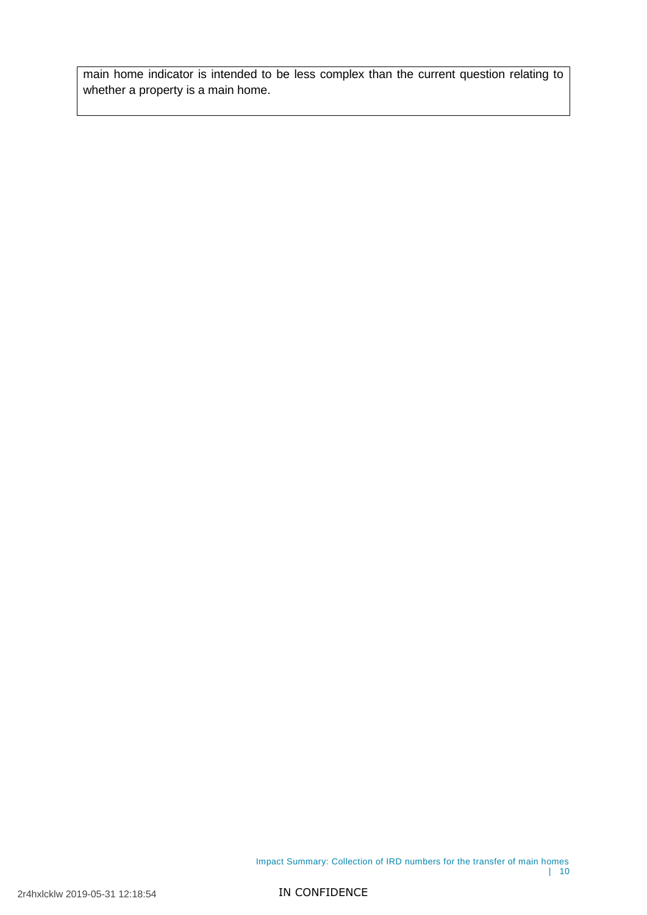main home indicator is intended to be less complex than the current question relating to whether a property is a main home.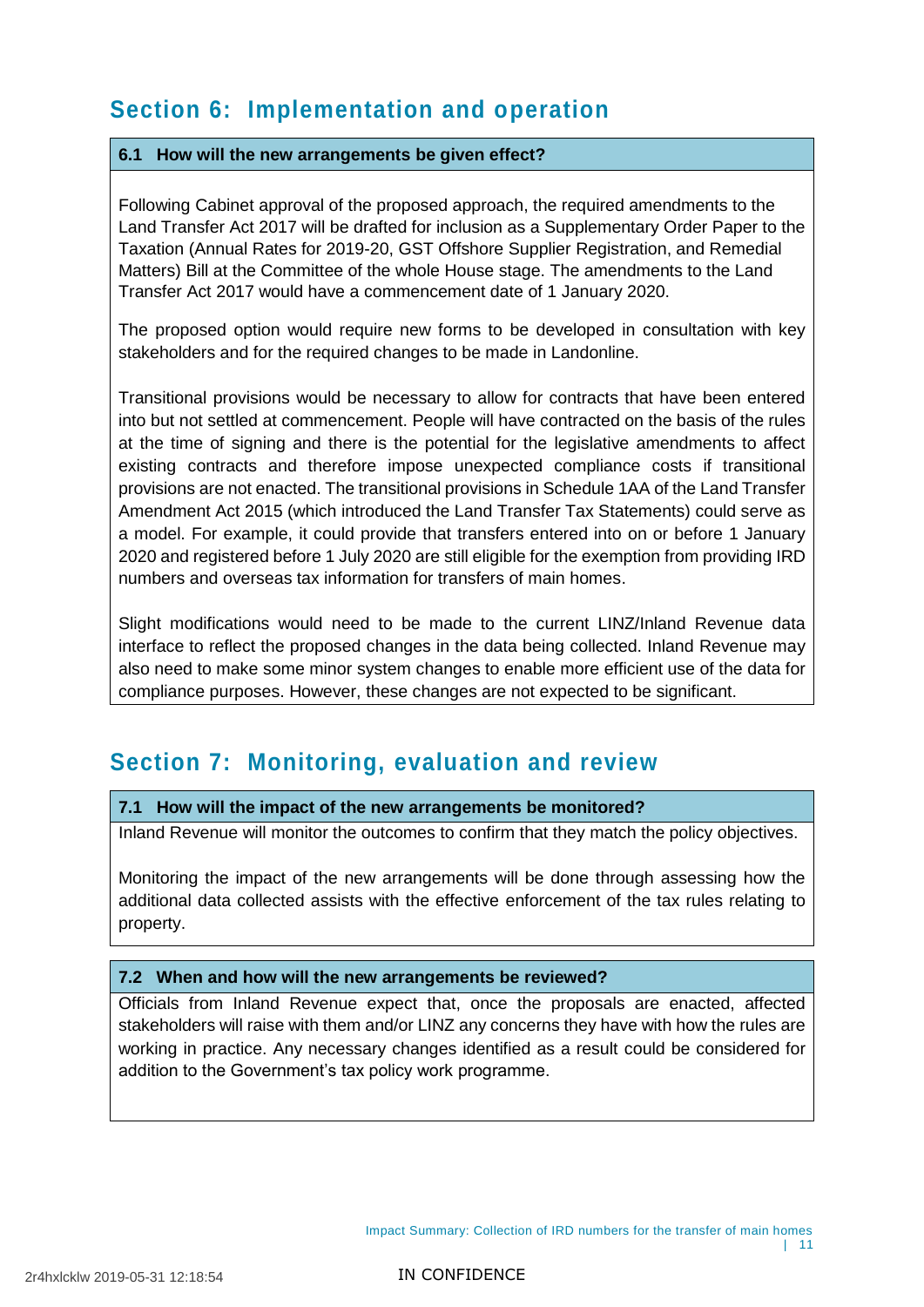## Section 6: Implementation and operation

### 6.1 How will the new arrangements be given effect?

Following Cabinet approval of the proposed approach, the required amendments to the Land Transfer Act 2017 will be drafted for inclusion as a Supplementary Order Paper to the Taxation (Annual Rates for 2019-20, GST Offshore Supplier Registration, and Remedial Matters) Bill at the Committee of the whole House stage. The amendments to the Land Transfer Act 2017 would have a commencement date of 1 January 2020.

The proposed option would require new forms to be developed in consultation with key stakeholders and for the required changes to be made in Landonline.

Transitional provisions would be necessary to allow for contracts that have been entered into but not settled at commencement. People will have contracted on the basis of the rules at the time of signing and there is the potential for the legislative amendments to affect existing contracts and therefore impose unexpected compliance costs if transitional provisions are not enacted. The transitional provisions in Schedule 1AA of the Land Transfer Amendment Act 2015 (which introduced the Land Transfer Tax Statements) could serve as a model. For example, it could provide that transfers entered into on or before 1 January 2020 and registered before 1 July 2020 are still eligible for the exemption from providing IRD numbers and overseas tax information for transfers of main homes.

Slight modifications would need to be made to the current LINZ/Inland Revenue data interface to reflect the proposed changes in the data being collected. Inland Revenue may also need to make some minor system changes to enable more efficient use of the data for compliance purposes. However, these changes are not expected to be significant.

## Section 7: Monitoring, evaluation and review

### 7.1 How will the impact of the new arrangements be monitored?

Inland Revenue will monitor the outcomes to confirm that they match the policy objectives.

Monitoring the impact of the new arrangements will be done through assessing how the additional data collected assists with the effective enforcement of the tax rules relating to property.

### 7.2 When and how will the new arrangements be reviewed?

Officials from Inland Revenue expect that, once the proposals are enacted, affected stakeholders will raise with them and/or LINZ any concerns they have with how the rules are working in practice. Any necessary changes identified as a result could be considered for addition to the Government's tax policy work programme.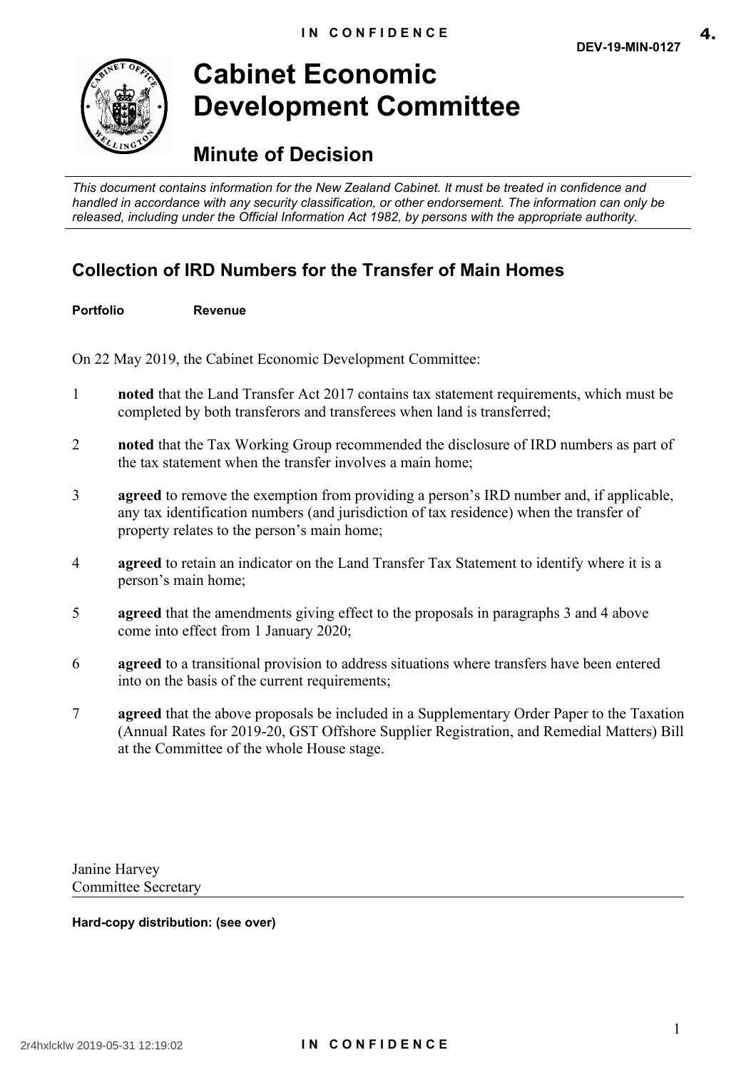# Cabinet Economic Development Committee

## Minute of Decision

*This document contains information for the New Zealand Cabinet. It must be treated in confidence and handled in accordance with any security classification, or other endorsement. The information can only be released, including under the Official Information Act 1982, by persons with the appropriate authority.*

### Collection of IRD Numbers for the Transfer of Main Homes

**Portfolio** **Revenue**

On 22 May 2019, the Cabinet Economic Development Committee:

1. **noted** that the Land Transfer Act 2017 contains tax statement requirements, which must be completed by both transferors and transferees when land is transferred;
2. **noted** that the Tax Working Group recommended the disclosure of IRD numbers as part of the tax statement when the transfer involves a main home;
3. **agreed** to remove the exemption from providing a person's IRD number and, if applicable, any tax identification numbers (and jurisdiction of tax residence) when the transfer of property relates to the person's main home;
4. **agreed** to retain an indicator on the Land Transfer Tax Statement to identify where it is a person's main home;
5. **agreed** that the amendments giving effect to the proposals in paragraphs 3 and 4 above come into effect from 1 January 2020;
6. **agreed** to a transitional provision to address situations where transfers have been entered into on the basis of the current requirements;
7. **agreed** that the above proposals be included in a Supplementary Order Paper to the Taxation (Annual Rates for 2019-20, GST Offshore Supplier Registration, and Remedial Matters) Bill at the Committee of the whole House stage.

Janine Harvey
Committee Secretary

**Hard-copy distribution: (see over)**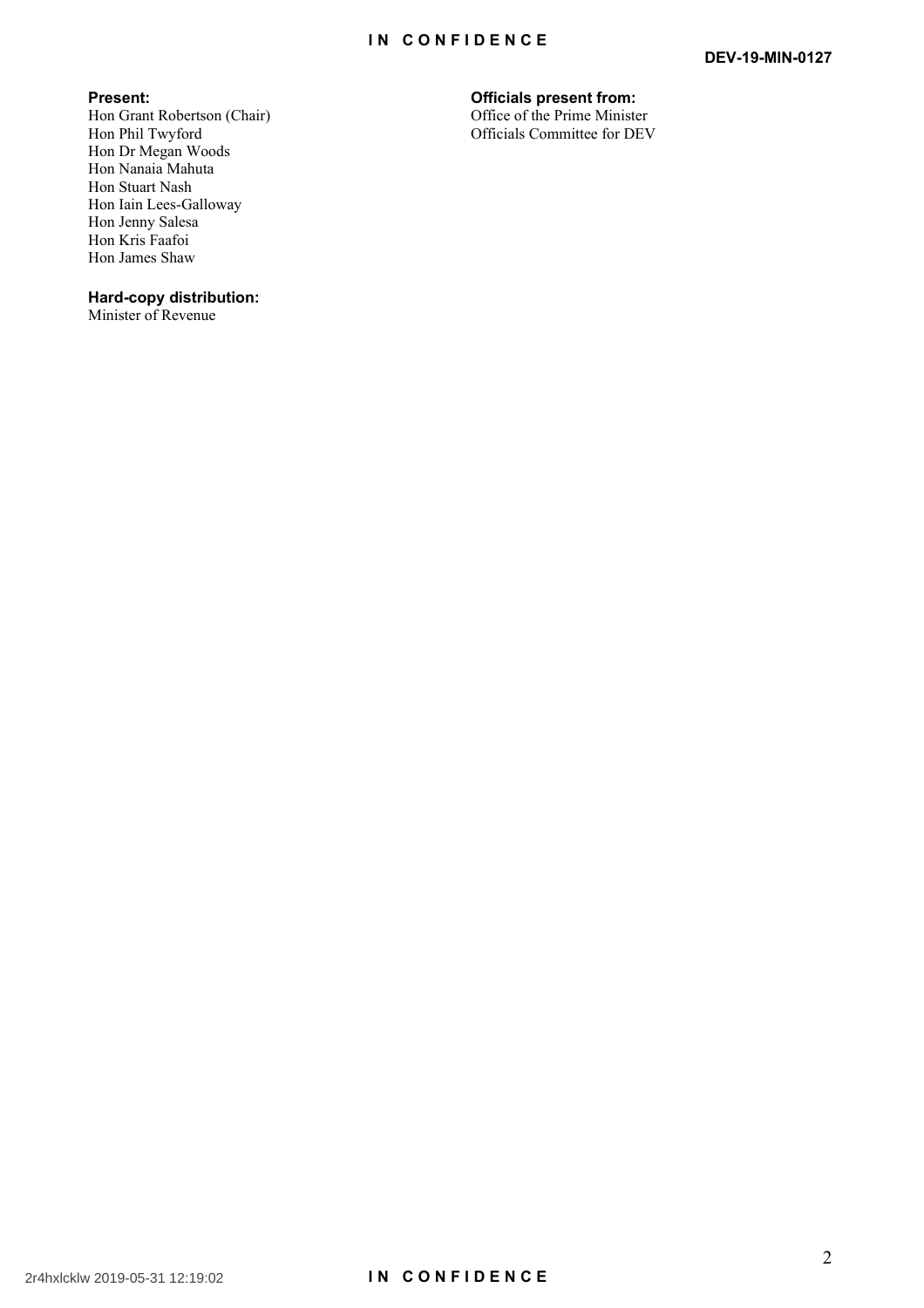**Present:**
Hon Grant Robertson (Chair)
Hon Phil Twyford
Hon Dr Megan Woods
Hon Nanaia Mahuta
Hon Stuart Nash
Hon Iain Lees-Galloway
Hon Jenny Salesa
Hon Kris Faafoi
Hon James Shaw

**Officials present from:**
Office of the Prime Minister
Officials Committee for DEV

**Hard-copy distribution:**
Minister of Revenue